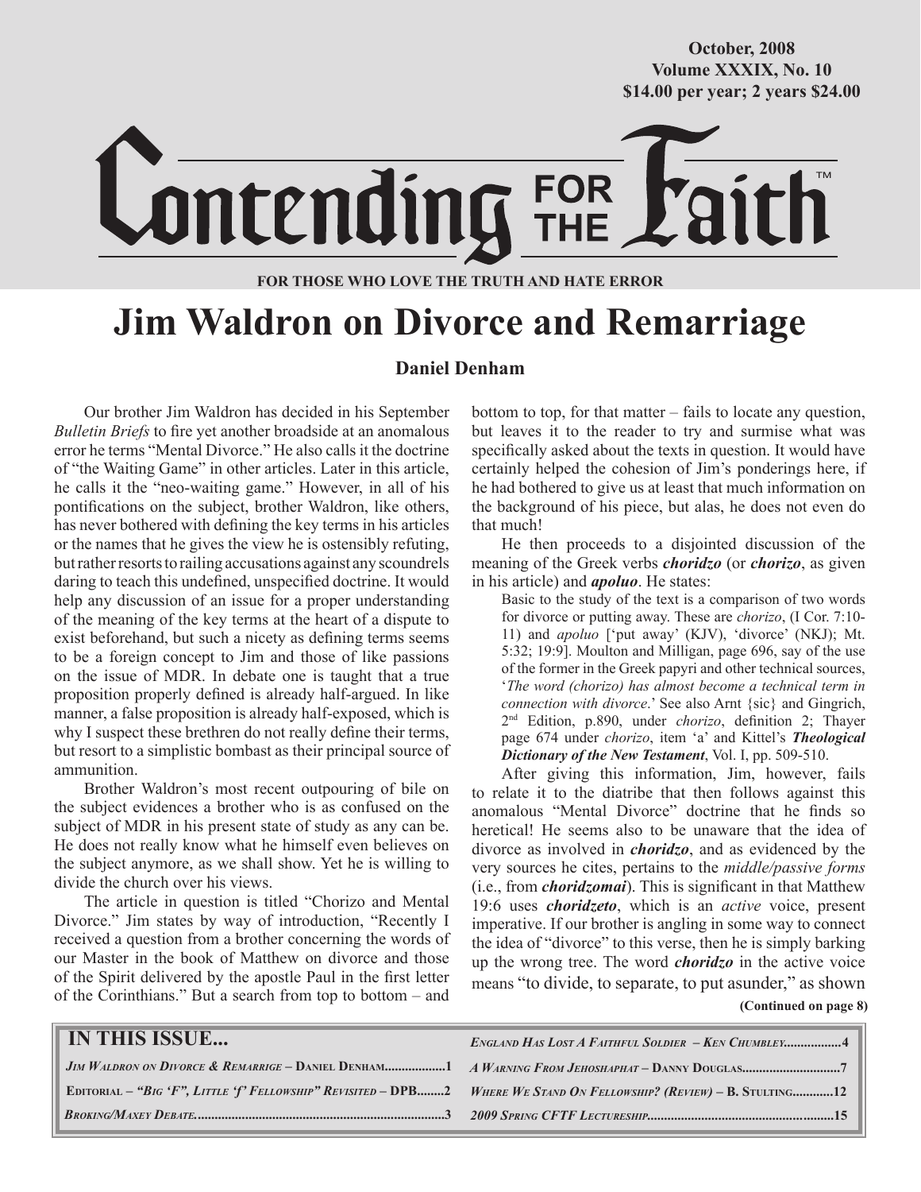October, 2008
Volume XXXIX, No. 10
$14.00 per year; 2 years $24.00

# Contending FOR THE Faith™

**FOR THOSE WHO LOVE THE TRUTH AND HATE ERROR**

# Jim Waldron on Divorce and Remarriage

**Daniel Denham**

Our brother Jim Waldron has decided in his September *Bulletin Briefs* to fire yet another broadside at an anomalous error he terms "Mental Divorce." He also calls it the doctrine of "the Waiting Game" in other articles. Later in this article, he calls it the "neo-waiting game." However, in all of his pontifications on the subject, brother Waldron, like others, has never bothered with defining the key terms in his articles or the names that he gives the view he is ostensibly refuting, but rather resorts to railing accusations against any scoundrels daring to teach this undefined, unspecified doctrine. It would help any discussion of an issue for a proper understanding of the meaning of the key terms at the heart of a dispute to exist beforehand, but such a nicety as defining terms seems to be a foreign concept to Jim and those of like passions on the issue of MDR. In debate one is taught that a true proposition properly defined is already half-argued. In like manner, a false proposition is already half-exposed, which is why I suspect these brethren do not really define their terms, but resort to a simplistic bombast as their principal source of ammunition.

Brother Waldron's most recent outpouring of bile on the subject evidences a brother who is as confused on the subject of MDR in his present state of study as any can be. He does not really know what he himself even believes on the subject anymore, as we shall show. Yet he is willing to divide the church over his views.

The article in question is titled "Chorizo and Mental Divorce." Jim states by way of introduction, "Recently I received a question from a brother concerning the words of our Master in the book of Matthew on divorce and those of the Spirit delivered by the apostle Paul in the first letter of the Corinthians." But a search from top to bottom – and bottom to top, for that matter – fails to locate any question, but leaves it to the reader to try and surmise what was specifically asked about the texts in question. It would have certainly helped the cohesion of Jim's ponderings here, if he had bothered to give us at least that much information on the background of his piece, but alas, he does not even do that much!

He then proceeds to a disjointed discussion of the meaning of the Greek verbs ***choridzo*** (or ***chorizo***, as given in his article) and ***apoluo***. He states:

> Basic to the study of the text is a comparison of two words for divorce or putting away. These are *chorizo*, (I Cor. 7:10-11) and *apoluo* ['put away' (KJV), 'divorce' (NKJ); Mt. 5:32; 19:9]. Moulton and Milligan, page 696, say of the use of the former in the Greek papyri and other technical sources, '*The word (chorizo) has almost become a technical term in connection with divorce*.' See also Arnt {sic} and Gingrich, 2nd Edition, p.890, under *chorizo*, definition 2; Thayer page 674 under *chorizo*, item 'a' and Kittel's ***Theological Dictionary of the New Testament***, Vol. I, pp. 509-510.

After giving this information, Jim, however, fails to relate it to the diatribe that then follows against this anomalous "Mental Divorce" doctrine that he finds so heretical! He seems also to be unaware that the idea of divorce as involved in ***choridzo***, and as evidenced by the very sources he cites, pertains to the *middle/passive forms* (i.e., from ***choridzomai***). This is significant in that Matthew 19:6 uses ***choridzeto***, which is an *active* voice, present imperative. If our brother is angling in some way to connect the idea of "divorce" to this verse, then he is simply barking up the wrong tree. The word ***choridzo*** in the active voice means "to divide, to separate, to put asunder," as shown

**(Continued on page 8)**

**IN THIS ISSUE...**

- *Jim Waldron on Divorce & Remarrige* – Daniel Denham..................1
- Editorial – *"Big 'F", Little 'f' Fellowship" Revisited* – DPB........2
- *Broking/Maxey Debate*........................................................................3
- *England Has Lost A Faithful Soldier* – Ken Chumbley.................4
- *A Warning From Jehoshaphat* – Danny Douglas............................7
- *Where We Stand On Fellowship? (Review)* – B. Stulting............12
- *2009 Spring CFTF Lectureship*......................................................15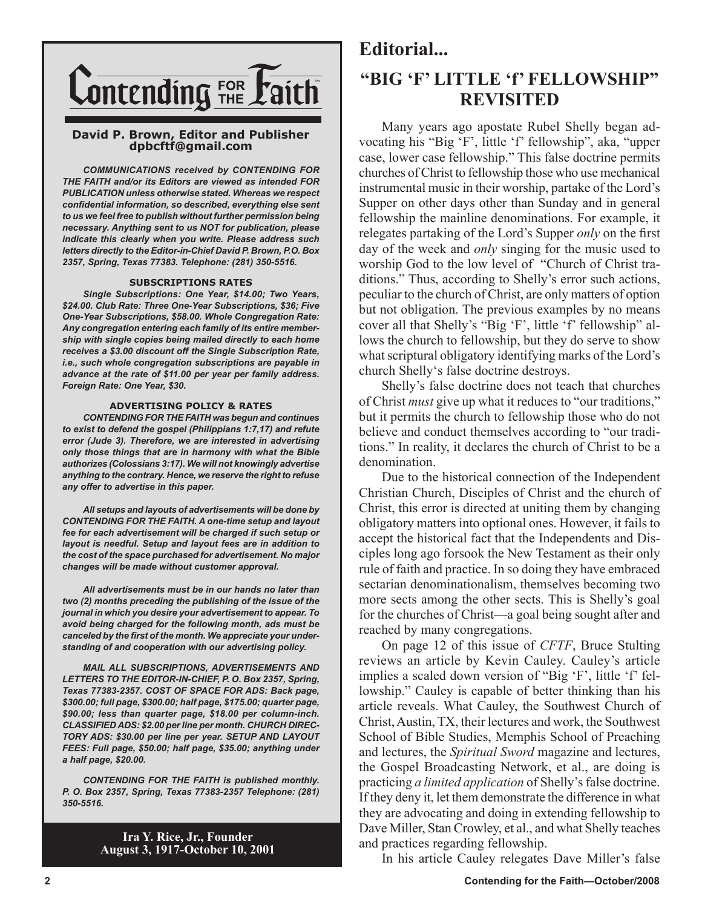# Contending FOR THE Faith™

**David P. Brown, Editor and Publisher**
**dpbcftf@gmail.com**

***COMMUNICATIONS received by CONTENDING FOR THE FAITH and/or its Editors are viewed as intended FOR PUBLICATION unless otherwise stated. Whereas we respect confidential information, so described, everything else sent to us we feel free to publish without further permission being necessary. Anything sent to us NOT for publication, please indicate this clearly when you write. Please address such letters directly to the Editor-in-Chief David P. Brown, P.O. Box 2357, Spring, Texas 77383. Telephone: (281) 350-5516.***

**SUBSCRIPTIONS RATES**

***Single Subscriptions: One Year, $14.00; Two Years, $24.00. Club Rate: Three One-Year Subscriptions, $36; Five One-Year Subscriptions, $58.00. Whole Congregation Rate: Any congregation entering each family of its entire membership with single copies being mailed directly to each home receives a $3.00 discount off the Single Subscription Rate, i.e., such whole congregation subscriptions are payable in advance at the rate of $11.00 per year per family address. Foreign Rate: One Year, $30.***

**ADVERTISING POLICY & RATES**

***CONTENDING FOR THE FAITH was begun and continues to exist to defend the gospel (Philippians 1:7,17) and refute error (Jude 3). Therefore, we are interested in advertising only those things that are in harmony with what the Bible authorizes (Colossians 3:17). We will not knowingly advertise anything to the contrary. Hence, we reserve the right to refuse any offer to advertise in this paper.***

***All setups and layouts of advertisements will be done by CONTENDING FOR THE FAITH. A one-time setup and layout fee for each advertisement will be charged if such setup or layout is needful. Setup and layout fees are in addition to the cost of the space purchased for advertisement. No major changes will be made without customer approval.***

***All advertisements must be in our hands no later than two (2) months preceding the publishing of the issue of the journal in which you desire your advertisement to appear. To avoid being charged for the following month, ads must be canceled by the first of the month. We appreciate your understanding of and cooperation with our advertising policy.***

***MAIL ALL SUBSCRIPTIONS, ADVERTISEMENTS AND LETTERS TO THE EDITOR-IN-CHIEF, P. O. Box 2357, Spring, Texas 77383-2357. COST OF SPACE FOR ADS: Back page, $300.00; full page, $300.00; half page, $175.00; quarter page, $90.00; less than quarter page, $18.00 per column-inch. CLASSIFIED ADS: $2.00 per line per month. CHURCH DIRECTORY ADS: $30.00 per line per year. SETUP AND LAYOUT FEES: Full page, $50.00; half page, $35.00; anything under a half page, $20.00.***

***CONTENDING FOR THE FAITH is published monthly. P. O. Box 2357, Spring, Texas 77383-2357 Telephone: (281) 350-5516.***

**Ira Y. Rice, Jr., Founder**
**August 3, 1917-October 10, 2001**

## Editorial...

## "BIG 'F' LITTLE 'f' FELLOWSHIP" REVISITED

Many years ago apostate Rubel Shelly began advocating his "Big 'F', little 'f' fellowship", aka, "upper case, lower case fellowship." This false doctrine permits churches of Christ to fellowship those who use mechanical instrumental music in their worship, partake of the Lord's Supper on other days other than Sunday and in general fellowship the mainline denominations. For example, it relegates partaking of the Lord's Supper *only* on the first day of the week and *only* singing for the music used to worship God to the low level of "Church of Christ traditions." Thus, according to Shelly's error such actions, peculiar to the church of Christ, are only matters of option but not obligation. The previous examples by no means cover all that Shelly's "Big 'F', little 'f' fellowship" allows the church to fellowship, but they do serve to show what scriptural obligatory identifying marks of the Lord's church Shelly's false doctrine destroys.

Shelly's false doctrine does not teach that churches of Christ *must* give up what it reduces to "our traditions," but it permits the church to fellowship those who do not believe and conduct themselves according to "our traditions." In reality, it declares the church of Christ to be a denomination.

Due to the historical connection of the Independent Christian Church, Disciples of Christ and the church of Christ, this error is directed at uniting them by changing obligatory matters into optional ones. However, it fails to accept the historical fact that the Independents and Disciples long ago forsook the New Testament as their only rule of faith and practice. In so doing they have embraced sectarian denominationalism, themselves becoming two more sects among the other sects. This is Shelly's goal for the churches of Christ—a goal being sought after and reached by many congregations.

On page 12 of this issue of *CFTF*, Bruce Stulting reviews an article by Kevin Cauley. Cauley's article implies a scaled down version of "Big 'F', little 'f' fellowship." Cauley is capable of better thinking than his article reveals. What Cauley, the Southwest Church of Christ, Austin, TX, their lectures and work, the Southwest School of Bible Studies, Memphis School of Preaching and lectures, the *Spiritual Sword* magazine and lectures, the Gospel Broadcasting Network, et al., are doing is practicing *a limited application* of Shelly's false doctrine. If they deny it, let them demonstrate the difference in what they are advocating and doing in extending fellowship to Dave Miller, Stan Crowley, et al., and what Shelly teaches and practices regarding fellowship.

In his article Cauley relegates Dave Miller's false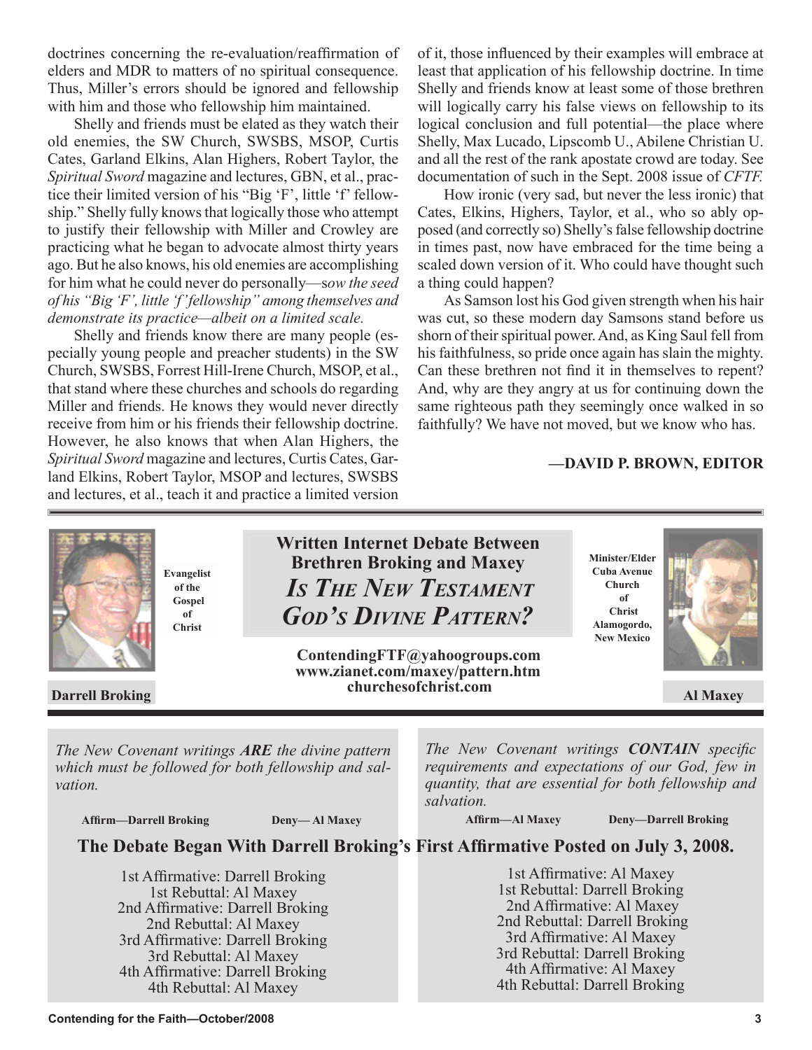doctrines concerning the re-evaluation/reaffirmation of elders and MDR to matters of no spiritual consequence. Thus, Miller's errors should be ignored and fellowship with him and those who fellowship him maintained.

Shelly and friends must be elated as they watch their old enemies, the SW Church, SWSBS, MSOP, Curtis Cates, Garland Elkins, Alan Highers, Robert Taylor, the *Spiritual Sword* magazine and lectures, GBN, et al., practice their limited version of his "Big 'F', little 'f' fellowship." Shelly fully knows that logically those who attempt to justify their fellowship with Miller and Crowley are practicing what he began to advocate almost thirty years ago. But he also knows, his old enemies are accomplishing for him what he could never do personally—*sow the seed of his "Big 'F', little 'f' fellowship" among themselves and demonstrate its practice—albeit on a limited scale.*

Shelly and friends know there are many people (especially young people and preacher students) in the SW Church, SWSBS, Forrest Hill-Irene Church, MSOP, et al., that stand where these churches and schools do regarding Miller and friends. He knows they would never directly receive from him or his friends their fellowship doctrine. However, he also knows that when Alan Highers, the *Spiritual Sword* magazine and lectures, Curtis Cates, Garland Elkins, Robert Taylor, MSOP and lectures, SWSBS and lectures, et al., teach it and practice a limited version of it, those influenced by their examples will embrace at least that application of his fellowship doctrine. In time Shelly and friends know at least some of those brethren will logically carry his false views on fellowship to its logical conclusion and full potential—the place where Shelly, Max Lucado, Lipscomb U., Abilene Christian U. and all the rest of the rank apostate crowd are today. See documentation of such in the Sept. 2008 issue of *CFTF.*

How ironic (very sad, but never the less ironic) that Cates, Elkins, Highers, Taylor, et al., who so ably opposed (and correctly so) Shelly's false fellowship doctrine in times past, now have embraced for the time being a scaled down version of it. Who could have thought such a thing could happen?

As Samson lost his God given strength when his hair was cut, so these modern day Samsons stand before us shorn of their spiritual power. And, as King Saul fell from his faithfulness, so pride once again has slain the mighty. Can these brethren not find it in themselves to repent? And, why are they angry at us for continuing down the same righteous path they seemingly once walked in so faithfully? We have not moved, but we know who has.

**—DAVID P. BROWN, EDITOR**

---

## Written Internet Debate Between Brethren Broking and Maxey

## *Is The New Testament God's Divine Pattern?*

**Darrell Broking** — Evangelist of the Gospel of Christ

**Al Maxey** — Minister/Elder Cuba Avenue Church of Christ Alamogordo, New Mexico

**ContendingFTF@yahoogroups.com**
**www.zianet.com/maxey/pattern.htm**
**churchesofchrist.com**

*The New Covenant writings **ARE** the divine pattern which must be followed for both fellowship and salvation.*

**Affirm—Darrell Broking** **Deny— Al Maxey**

*The New Covenant writings **CONTAIN** specific requirements and expectations of our God, few in quantity, that are essential for both fellowship and salvation.*

**Affirm—Al Maxey** **Deny—Darrell Broking**

### The Debate Began With Darrell Broking's First Affirmative Posted on July 3, 2008.

1st Affirmative: Darrell Broking
1st Rebuttal: Al Maxey
2nd Affirmative: Darrell Broking
2nd Rebuttal: Al Maxey
3rd Affirmative: Darrell Broking
3rd Rebuttal: Al Maxey
4th Affirmative: Darrell Broking
4th Rebuttal: Al Maxey

1st Affirmative: Al Maxey
1st Rebuttal: Darrell Broking
2nd Affirmative: Al Maxey
2nd Rebuttal: Darrell Broking
3rd Affirmative: Al Maxey
3rd Rebuttal: Darrell Broking
4th Affirmative: Al Maxey
4th Rebuttal: Darrell Broking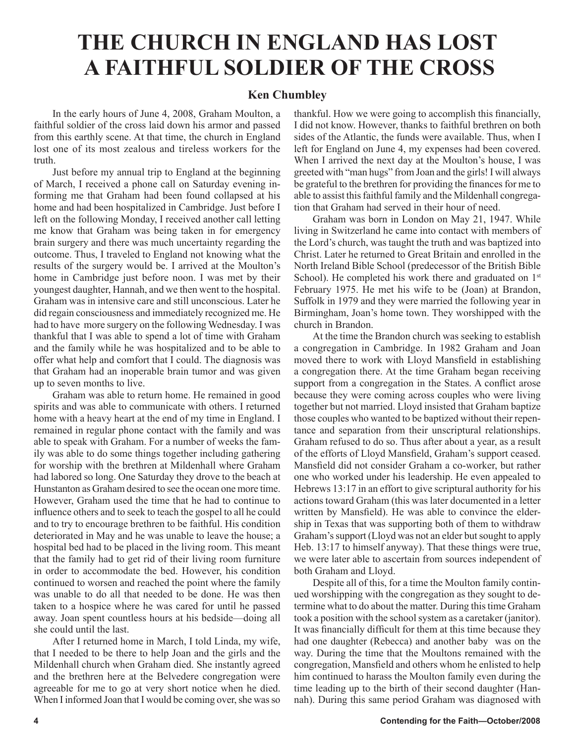# THE CHURCH IN ENGLAND HAS LOST A FAITHFUL SOLDIER OF THE CROSS

**Ken Chumbley**

In the early hours of June 4, 2008, Graham Moulton, a faithful soldier of the cross laid down his armor and passed from this earthly scene. At that time, the church in England lost one of its most zealous and tireless workers for the truth.

Just before my annual trip to England at the beginning of March, I received a phone call on Saturday evening informing me that Graham had been found collapsed at his home and had been hospitalized in Cambridge. Just before I left on the following Monday, I received another call letting me know that Graham was being taken in for emergency brain surgery and there was much uncertainty regarding the outcome. Thus, I traveled to England not knowing what the results of the surgery would be. I arrived at the Moulton's home in Cambridge just before noon. I was met by their youngest daughter, Hannah, and we then went to the hospital. Graham was in intensive care and still unconscious. Later he did regain consciousness and immediately recognized me. He had to have more surgery on the following Wednesday. I was thankful that I was able to spend a lot of time with Graham and the family while he was hospitalized and to be able to offer what help and comfort that I could. The diagnosis was that Graham had an inoperable brain tumor and was given up to seven months to live.

Graham was able to return home. He remained in good spirits and was able to communicate with others. I returned home with a heavy heart at the end of my time in England. I remained in regular phone contact with the family and was able to speak with Graham. For a number of weeks the family was able to do some things together including gathering for worship with the brethren at Mildenhall where Graham had labored so long. One Saturday they drove to the beach at Hunstanton as Graham desired to see the ocean one more time. However, Graham used the time that he had to continue to influence others and to seek to teach the gospel to all he could and to try to encourage brethren to be faithful. His condition deteriorated in May and he was unable to leave the house; a hospital bed had to be placed in the living room. This meant that the family had to get rid of their living room furniture in order to accommodate the bed. However, his condition continued to worsen and reached the point where the family was unable to do all that needed to be done. He was then taken to a hospice where he was cared for until he passed away. Joan spent countless hours at his bedside—doing all she could until the last.

After I returned home in March, I told Linda, my wife, that I needed to be there to help Joan and the girls and the Mildenhall church when Graham died. She instantly agreed and the brethren here at the Belvedere congregation were agreeable for me to go at very short notice when he died. When I informed Joan that I would be coming over, she was so thankful. How we were going to accomplish this financially, I did not know. However, thanks to faithful brethren on both sides of the Atlantic, the funds were available. Thus, when I left for England on June 4, my expenses had been covered. When I arrived the next day at the Moulton's house, I was greeted with "man hugs" from Joan and the girls! I will always be grateful to the brethren for providing the finances for me to able to assist this faithful family and the Mildenhall congregation that Graham had served in their hour of need.

Graham was born in London on May 21, 1947. While living in Switzerland he came into contact with members of the Lord's church, was taught the truth and was baptized into Christ. Later he returned to Great Britain and enrolled in the North Ireland Bible School (predecessor of the British Bible School). He completed his work there and graduated on 1st February 1975. He met his wife to be (Joan) at Brandon, Suffolk in 1979 and they were married the following year in Birmingham, Joan's home town. They worshipped with the church in Brandon.

At the time the Brandon church was seeking to establish a congregation in Cambridge. In 1982 Graham and Joan moved there to work with Lloyd Mansfield in establishing a congregation there. At the time Graham began receiving support from a congregation in the States. A conflict arose because they were coming across couples who were living together but not married. Lloyd insisted that Graham baptize those couples who wanted to be baptized without their repentance and separation from their unscriptural relationships. Graham refused to do so. Thus after about a year, as a result of the efforts of Lloyd Mansfield, Graham's support ceased. Mansfield did not consider Graham a co-worker, but rather one who worked under his leadership. He even appealed to Hebrews 13:17 in an effort to give scriptural authority for his actions toward Graham (this was later documented in a letter written by Mansfield). He was able to convince the eldership in Texas that was supporting both of them to withdraw Graham's support (Lloyd was not an elder but sought to apply Heb. 13:17 to himself anyway). That these things were true, we were later able to ascertain from sources independent of both Graham and Lloyd.

Despite all of this, for a time the Moulton family continued worshipping with the congregation as they sought to determine what to do about the matter. During this time Graham took a position with the school system as a caretaker (janitor). It was financially difficult for them at this time because they had one daughter (Rebecca) and another baby was on the way. During the time that the Moultons remained with the congregation, Mansfield and others whom he enlisted to help him continued to harass the Moulton family even during the time leading up to the birth of their second daughter (Hannah). During this same period Graham was diagnosed with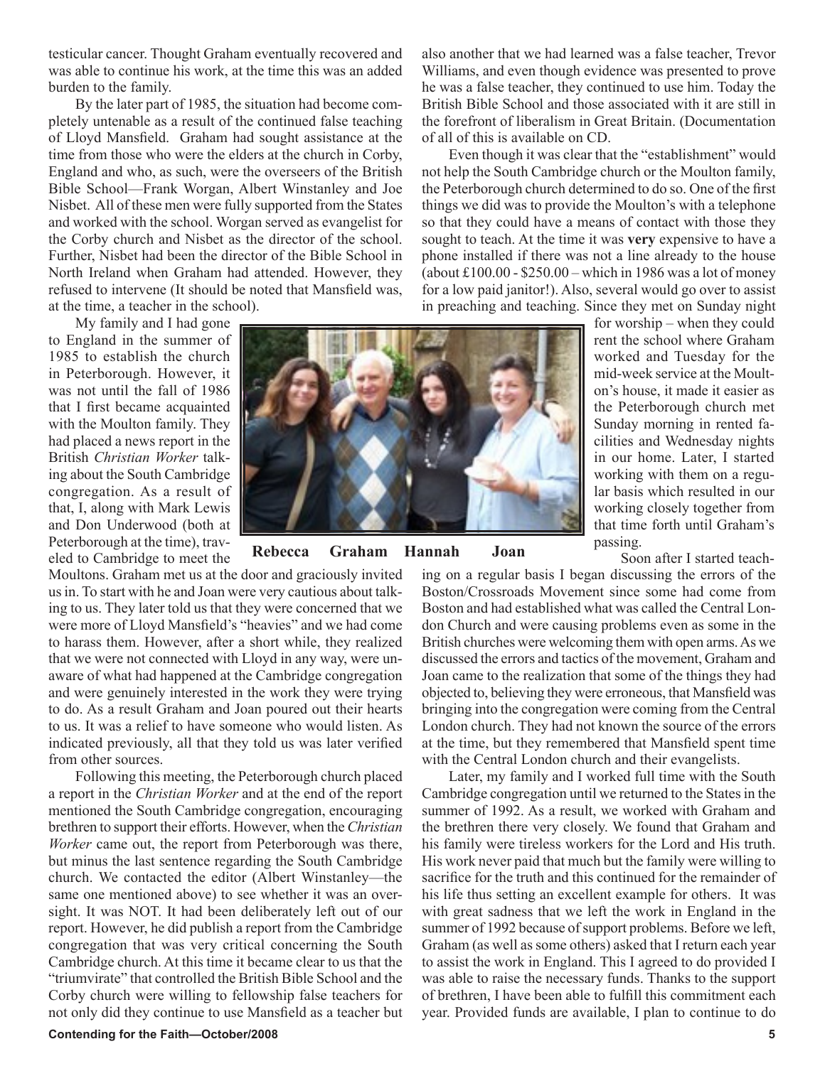testicular cancer. Thought Graham eventually recovered and was able to continue his work, at the time this was an added burden to the family.

By the later part of 1985, the situation had become completely untenable as a result of the continued false teaching of Lloyd Mansfield. Graham had sought assistance at the time from those who were the elders at the church in Corby, England and who, as such, were the overseers of the British Bible School—Frank Worgan, Albert Winstanley and Joe Nisbet. All of these men were fully supported from the States and worked with the school. Worgan served as evangelist for the Corby church and Nisbet as the director of the school. Further, Nisbet had been the director of the Bible School in North Ireland when Graham had attended. However, they refused to intervene (It should be noted that Mansfield was, at the time, a teacher in the school).

My family and I had gone to England in the summer of 1985 to establish the church in Peterborough. However, it was not until the fall of 1986 that I first became acquainted with the Moulton family. They had placed a news report in the British *Christian Worker* talking about the South Cambridge congregation. As a result of that, I, along with Mark Lewis and Don Underwood (both at Peterborough at the time), traveled to Cambridge to meet the Moultons. Graham met us at the door and graciously invited us in. To start with he and Joan were very cautious about talking to us. They later told us that they were concerned that we were more of Lloyd Mansfield's "heavies" and we had come to harass them. However, after a short while, they realized that we were not connected with Lloyd in any way, were unaware of what had happened at the Cambridge congregation and were genuinely interested in the work they were trying to do. As a result Graham and Joan poured out their hearts to us. It was a relief to have someone who would listen. As indicated previously, all that they told us was later verified from other sources.

Following this meeting, the Peterborough church placed a report in the *Christian Worker* and at the end of the report mentioned the South Cambridge congregation, encouraging brethren to support their efforts. However, when the *Christian Worker* came out, the report from Peterborough was there, but minus the last sentence regarding the South Cambridge church. We contacted the editor (Albert Winstanley—the same one mentioned above) to see whether it was an oversight. It was NOT. It had been deliberately left out of our report. However, he did publish a report from the Cambridge congregation that was very critical concerning the South Cambridge church. At this time it became clear to us that the "triumvirate" that controlled the British Bible School and the Corby church were willing to fellowship false teachers for not only did they continue to use Mansfield as a teacher but also another that we had learned was a false teacher, Trevor Williams, and even though evidence was presented to prove he was a false teacher, they continued to use him. Today the British Bible School and those associated with it are still in the forefront of liberalism in Great Britain. (Documentation of all of this is available on CD.

Even though it was clear that the "establishment" would not help the South Cambridge church or the Moulton family, the Peterborough church determined to do so. One of the first things we did was to provide the Moulton's with a telephone so that they could have a means of contact with those they sought to teach. At the time it was **very** expensive to have a phone installed if there was not a line already to the house (about £100.00 - $250.00 – which in 1986 was a lot of money for a low paid janitor!). Also, several would go over to assist in preaching and teaching. Since they met on Sunday night for worship – when they could rent the school where Graham worked and Tuesday for the mid-week service at the Moulton's house, it made it easier as the Peterborough church met Sunday morning in rented facilities and Wednesday nights in our home. Later, I started working with them on a regular basis which resulted in our working closely together from that time forth until Graham's passing.

**Rebecca Graham Hannah Joan**

Soon after I started teaching on a regular basis I began discussing the errors of the Boston/Crossroads Movement since some had come from Boston and had established what was called the Central London Church and were causing problems even as some in the British churches were welcoming them with open arms. As we discussed the errors and tactics of the movement, Graham and Joan came to the realization that some of the things they had objected to, believing they were erroneous, that Mansfield was bringing into the congregation were coming from the Central London church. They had not known the source of the errors at the time, but they remembered that Mansfield spent time with the Central London church and their evangelists.

Later, my family and I worked full time with the South Cambridge congregation until we returned to the States in the summer of 1992. As a result, we worked with Graham and the brethren there very closely. We found that Graham and his family were tireless workers for the Lord and His truth. His work never paid that much but the family were willing to sacrifice for the truth and this continued for the remainder of his life thus setting an excellent example for others. It was with great sadness that we left the work in England in the summer of 1992 because of support problems. Before we left, Graham (as well as some others) asked that I return each year to assist the work in England. This I agreed to do provided I was able to raise the necessary funds. Thanks to the support of brethren, I have been able to fulfill this commitment each year. Provided funds are available, I plan to continue to do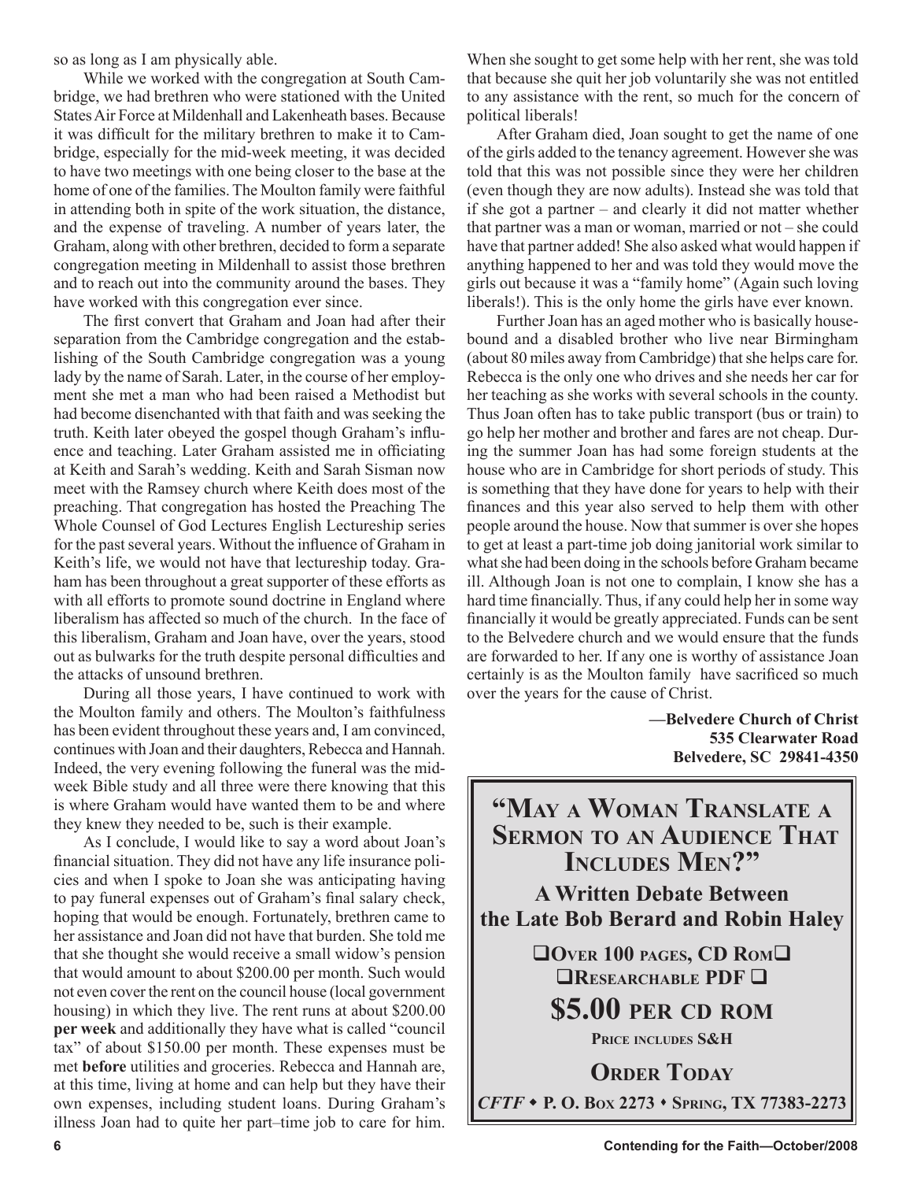so as long as I am physically able.

While we worked with the congregation at South Cambridge, we had brethren who were stationed with the United States Air Force at Mildenhall and Lakenheath bases. Because it was difficult for the military brethren to make it to Cambridge, especially for the mid-week meeting, it was decided to have two meetings with one being closer to the base at the home of one of the families. The Moulton family were faithful in attending both in spite of the work situation, the distance, and the expense of traveling. A number of years later, the Graham, along with other brethren, decided to form a separate congregation meeting in Mildenhall to assist those brethren and to reach out into the community around the bases. They have worked with this congregation ever since.

The first convert that Graham and Joan had after their separation from the Cambridge congregation and the establishing of the South Cambridge congregation was a young lady by the name of Sarah. Later, in the course of her employment she met a man who had been raised a Methodist but had become disenchanted with that faith and was seeking the truth. Keith later obeyed the gospel though Graham's influence and teaching. Later Graham assisted me in officiating at Keith and Sarah's wedding. Keith and Sarah Sisman now meet with the Ramsey church where Keith does most of the preaching. That congregation has hosted the Preaching The Whole Counsel of God Lectures English Lectureship series for the past several years. Without the influence of Graham in Keith's life, we would not have that lectureship today. Graham has been throughout a great supporter of these efforts as with all efforts to promote sound doctrine in England where liberalism has affected so much of the church. In the face of this liberalism, Graham and Joan have, over the years, stood out as bulwarks for the truth despite personal difficulties and the attacks of unsound brethren.

During all those years, I have continued to work with the Moulton family and others. The Moulton's faithfulness has been evident throughout these years and, I am convinced, continues with Joan and their daughters, Rebecca and Hannah. Indeed, the very evening following the funeral was the mid-week Bible study and all three were there knowing that this is where Graham would have wanted them to be and where they knew they needed to be, such is their example.

As I conclude, I would like to say a word about Joan's financial situation. They did not have any life insurance policies and when I spoke to Joan she was anticipating having to pay funeral expenses out of Graham's final salary check, hoping that would be enough. Fortunately, brethren came to her assistance and Joan did not have that burden. She told me that she thought she would receive a small widow's pension that would amount to about $200.00 per month. Such would not even cover the rent on the council house (local government housing) in which they live. The rent runs at about $200.00 **per week** and additionally they have what is called "council tax" of about $150.00 per month. These expenses must be met **before** utilities and groceries. Rebecca and Hannah are, at this time, living at home and can help but they have their own expenses, including student loans. During Graham's illness Joan had to quite her part–time job to care for him. When she sought to get some help with her rent, she was told that because she quit her job voluntarily she was not entitled to any assistance with the rent, so much for the concern of political liberals!

After Graham died, Joan sought to get the name of one of the girls added to the tenancy agreement. However she was told that this was not possible since they were her children (even though they are now adults). Instead she was told that if she got a partner – and clearly it did not matter whether that partner was a man or woman, married or not – she could have that partner added! She also asked what would happen if anything happened to her and was told they would move the girls out because it was a "family home" (Again such loving liberals!). This is the only home the girls have ever known.

Further Joan has an aged mother who is basically housebound and a disabled brother who live near Birmingham (about 80 miles away from Cambridge) that she helps care for. Rebecca is the only one who drives and she needs her car for her teaching as she works with several schools in the county. Thus Joan often has to take public transport (bus or train) to go help her mother and brother and fares are not cheap. During the summer Joan has had some foreign students at the house who are in Cambridge for short periods of study. This is something that they have done for years to help with their finances and this year also served to help them with other people around the house. Now that summer is over she hopes to get at least a part-time job doing janitorial work similar to what she had been doing in the schools before Graham became ill. Although Joan is not one to complain, I know she has a hard time financially. Thus, if any could help her in some way financially it would be greatly appreciated. Funds can be sent to the Belvedere church and we would ensure that the funds are forwarded to her. If any one is worthy of assistance Joan certainly is as the Moulton family have sacrificed so much over the years for the cause of Christ.

**—Belvedere Church of Christ**
**535 Clearwater Road**
**Belvedere, SC 29841-4350**

---

## "May a Woman Translate a Sermon to an Audience That Includes Men?"

**A Written Debate Between the Late Bob Berard and Robin Haley**

❑**Over 100 pages, CD Rom**❑
❑**Researchable PDF** ❑

**$5.00 per CD ROM**

**Price includes S&H**

**Order Today**

*CFTF* • **P. O. Box 2273 • Spring, TX 77383-2273**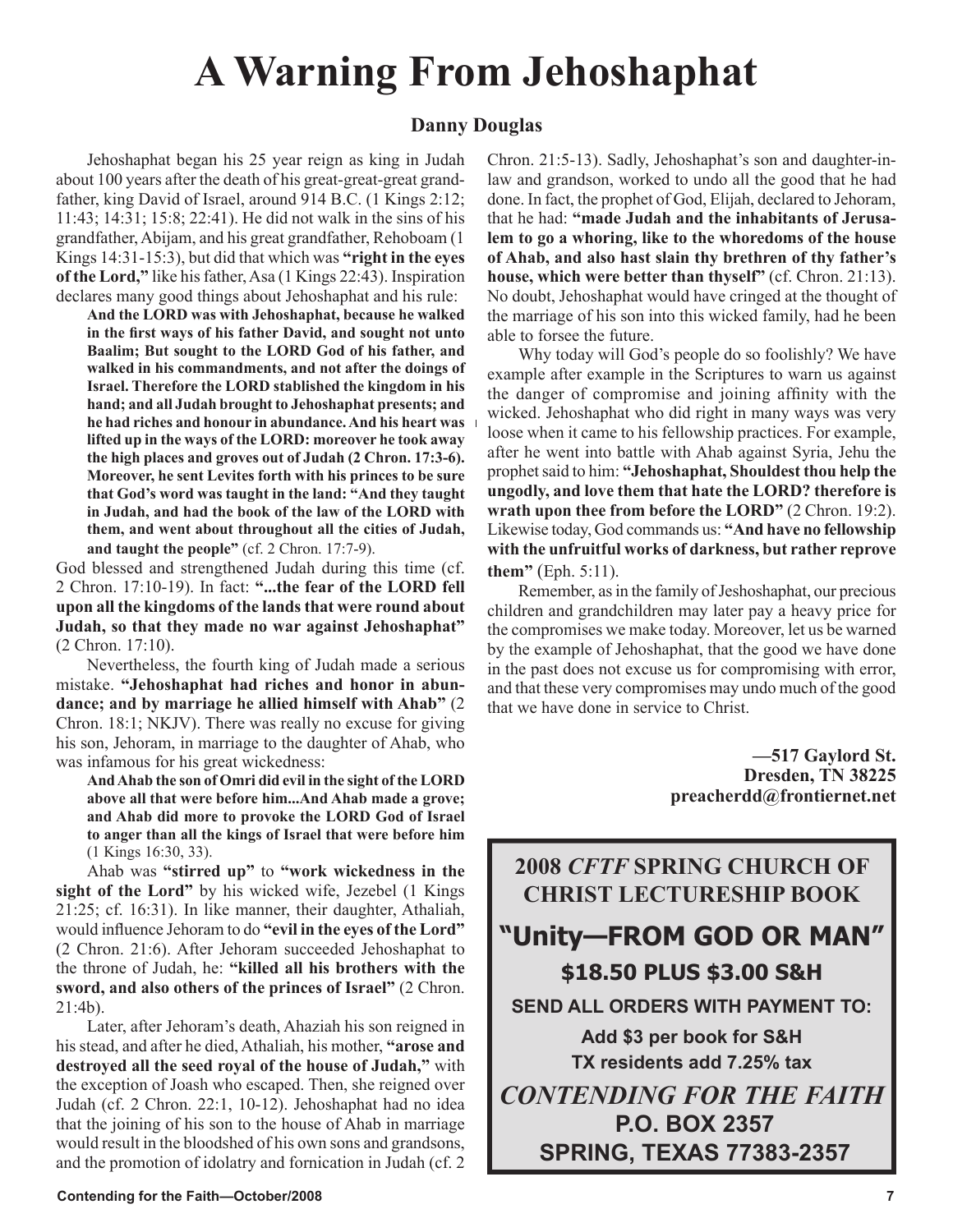# A Warning From Jehoshaphat

**Danny Douglas**

Jehoshaphat began his 25 year reign as king in Judah about 100 years after the death of his great-great-great grandfather, king David of Israel, around 914 B.C. (1 Kings 2:12; 11:43; 14:31; 15:8; 22:41). He did not walk in the sins of his grandfather, Abijam, and his great grandfather, Rehoboam (1 Kings 14:31-15:3), but did that which was **"right in the eyes of the Lord,"** like his father, Asa (1 Kings 22:43). Inspiration declares many good things about Jehoshaphat and his rule:

> **And the LORD was with Jehoshaphat, because he walked in the first ways of his father David, and sought not unto Baalim; But sought to the LORD God of his father, and walked in his commandments, and not after the doings of Israel. Therefore the LORD stablished the kingdom in his hand; and all Judah brought to Jehoshaphat presents; and he had riches and honour in abundance. And his heart was lifted up in the ways of the LORD: moreover he took away the high places and groves out of Judah (2 Chron. 17:3-6). Moreover, he sent Levites forth with his princes to be sure that God's word was taught in the land: "And they taught in Judah, and had the book of the law of the LORD with them, and went about throughout all the cities of Judah, and taught the people"** (cf. 2 Chron. 17:7-9).

God blessed and strengthened Judah during this time (cf. 2 Chron. 17:10-19). In fact: **"...the fear of the LORD fell upon all the kingdoms of the lands that were round about Judah, so that they made no war against Jehoshaphat"** (2 Chron. 17:10).

Nevertheless, the fourth king of Judah made a serious mistake. **"Jehoshaphat had riches and honor in abundance; and by marriage he allied himself with Ahab"** (2 Chron. 18:1; NKJV). There was really no excuse for giving his son, Jehoram, in marriage to the daughter of Ahab, who was infamous for his great wickedness:

> **And Ahab the son of Omri did evil in the sight of the LORD above all that were before him...And Ahab made a grove; and Ahab did more to provoke the LORD God of Israel to anger than all the kings of Israel that were before him** (1 Kings 16:30, 33).

Ahab was **"stirred up"** to **"work wickedness in the sight of the Lord"** by his wicked wife, Jezebel (1 Kings 21:25; cf. 16:31). In like manner, their daughter, Athaliah, would influence Jehoram to do **"evil in the eyes of the Lord"** (2 Chron. 21:6). After Jehoram succeeded Jehoshaphat to the throne of Judah, he: **"killed all his brothers with the sword, and also others of the princes of Israel"** (2 Chron. 21:4b).

Later, after Jehoram's death, Ahaziah his son reigned in his stead, and after he died, Athaliah, his mother, **"arose and destroyed all the seed royal of the house of Judah,"** with the exception of Joash who escaped. Then, she reigned over Judah (cf. 2 Chron. 22:1, 10-12). Jehoshaphat had no idea that the joining of his son to the house of Ahab in marriage would result in the bloodshed of his own sons and grandsons, and the promotion of idolatry and fornication in Judah (cf. 2 Chron. 21:5-13). Sadly, Jehoshaphat's son and daughter-in-law and grandson, worked to undo all the good that he had done. In fact, the prophet of God, Elijah, declared to Jehoram, that he had: **"made Judah and the inhabitants of Jerusalem to go a whoring, like to the whoredoms of the house of Ahab, and also hast slain thy brethren of thy father's house, which were better than thyself"** (cf. Chron. 21:13). No doubt, Jehoshaphat would have cringed at the thought of the marriage of his son into this wicked family, had he been able to forsee the future.

Why today will God's people do so foolishly? We have example after example in the Scriptures to warn us against the danger of compromise and joining affinity with the wicked. Jehoshaphat who did right in many ways was very loose when it came to his fellowship practices. For example, after he went into battle with Ahab against Syria, Jehu the prophet said to him: **"Jehoshaphat, Shouldest thou help the ungodly, and love them that hate the LORD? therefore is wrath upon thee from before the LORD"** (2 Chron. 19:2). Likewise today, God commands us: **"And have no fellowship with the unfruitful works of darkness, but rather reprove them"** (Eph. 5:11).

Remember, as in the family of Jeshoshaphat, our precious children and grandchildren may later pay a heavy price for the compromises we make today. Moreover, let us be warned by the example of Jehoshaphat, that the good we have done in the past does not excuse us for compromising with error, and that these very compromises may undo much of the good that we have done in service to Christ.

**—517 Gaylord St.**
**Dresden, TN 38225**
**preacherdd@frontiernet.net**

---

**2008 *CFTF* SPRING CHURCH OF CHRIST LECTURESHIP BOOK**

**"Unity—FROM GOD OR MAN"**

**$18.50 PLUS $3.00 S&H**

**SEND ALL ORDERS WITH PAYMENT TO:**

**Add $3 per book for S&H**
**TX residents add 7.25% tax**

***CONTENDING FOR THE FAITH***
**P.O. BOX 2357**
**SPRING, TEXAS 77383-2357**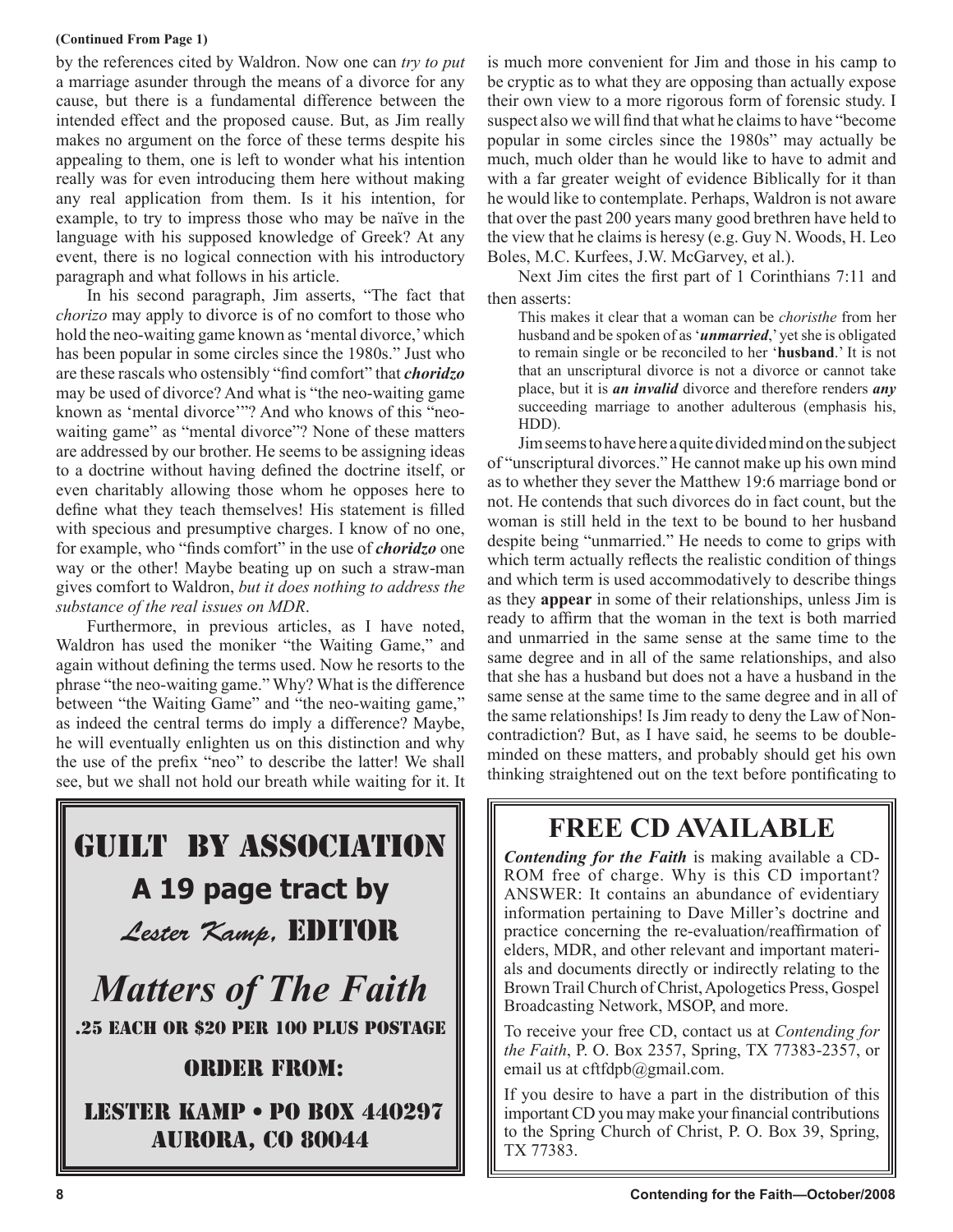**(Continued From Page 1)**

by the references cited by Waldron. Now one can *try to put* a marriage asunder through the means of a divorce for any cause, but there is a fundamental difference between the intended effect and the proposed cause. But, as Jim really makes no argument on the force of these terms despite his appealing to them, one is left to wonder what his intention really was for even introducing them here without making any real application from them. Is it his intention, for example, to try to impress those who may be naïve in the language with his supposed knowledge of Greek? At any event, there is no logical connection with his introductory paragraph and what follows in his article.

In his second paragraph, Jim asserts, "The fact that *chorizo* may apply to divorce is of no comfort to those who hold the neo-waiting game known as 'mental divorce,' which has been popular in some circles since the 1980s." Just who are these rascals who ostensibly "find comfort" that ***choridzo*** may be used of divorce? And what is "the neo-waiting game known as 'mental divorce'"? And who knows of this "neo-waiting game" as "mental divorce"? None of these matters are addressed by our brother. He seems to be assigning ideas to a doctrine without having defined the doctrine itself, or even charitably allowing those whom he opposes here to define what they teach themselves! His statement is filled with specious and presumptive charges. I know of no one, for example, who "finds comfort" in the use of ***choridzo*** one way or the other! Maybe beating up on such a straw-man gives comfort to Waldron, *but it does nothing to address the substance of the real issues on MDR*.

Furthermore, in previous articles, as I have noted, Waldron has used the moniker "the Waiting Game," and again without defining the terms used. Now he resorts to the phrase "the neo-waiting game." Why? What is the difference between "the Waiting Game" and "the neo-waiting game," as indeed the central terms do imply a difference? Maybe, he will eventually enlighten us on this distinction and why the use of the prefix "neo" to describe the latter! We shall see, but we shall not hold our breath while waiting for it. It is much more convenient for Jim and those in his camp to be cryptic as to what they are opposing than actually expose their own view to a more rigorous form of forensic study. I suspect also we will find that what he claims to have "become popular in some circles since the 1980s" may actually be much, much older than he would like to have to admit and with a far greater weight of evidence Biblically for it than he would like to contemplate. Perhaps, Waldron is not aware that over the past 200 years many good brethren have held to the view that he claims is heresy (e.g. Guy N. Woods, H. Leo Boles, M.C. Kurfees, J.W. McGarvey, et al.).

Next Jim cites the first part of 1 Corinthians 7:11 and then asserts:

> This makes it clear that a woman can be *choristhe* from her husband and be spoken of as '***unmarried***,' yet she is obligated to remain single or be reconciled to her '**husband**.' It is not that an unscriptural divorce is not a divorce or cannot take place, but it is ***an invalid*** divorce and therefore renders ***any*** succeeding marriage to another adulterous (emphasis his, HDD).

Jim seems to have here a quite divided mind on the subject of "unscriptural divorces." He cannot make up his own mind as to whether they sever the Matthew 19:6 marriage bond or not. He contends that such divorces do in fact count, but the woman is still held in the text to be bound to her husband despite being "unmarried." He needs to come to grips with which term actually reflects the realistic condition of things and which term is used accommodatively to describe things as they **appear** in some of their relationships, unless Jim is ready to affirm that the woman in the text is both married and unmarried in the same sense at the same time to the same degree and in all of the same relationships, and also that she has a husband but does not a have a husband in the same sense at the same time to the same degree and in all of the same relationships? Is Jim ready to deny the Law of Non-contradiction? But, as I have said, he seems to be double-minded on these matters, and probably should get his own thinking straightened out on the text before pontificating to

---

# GUILT BY ASSOCIATION

**A 19 page tract by**

*Lester Kamp,* EDITOR

*Matters of The Faith*

.25 EACH OR $20 PER 100 PLUS POSTAGE

ORDER FROM:

LESTER KAMP • PO BOX 440297
AURORA, CO 80044

---

## FREE CD AVAILABLE

***Contending for the Faith*** is making available a CD-ROM free of charge. Why is this CD important? ANSWER: It contains an abundance of evidentiary information pertaining to Dave Miller's doctrine and practice concerning the re-evaluation/reaffirmation of elders, MDR, and other relevant and important materials and documents directly or indirectly relating to the Brown Trail Church of Christ, Apologetics Press, Gospel Broadcasting Network, MSOP, and more.

To receive your free CD, contact us at *Contending for the Faith*, P. O. Box 2357, Spring, TX 77383-2357, or email us at cftfdpb@gmail.com.

If you desire to have a part in the distribution of this important CD you may make your financial contributions to the Spring Church of Christ, P. O. Box 39, Spring, TX 77383.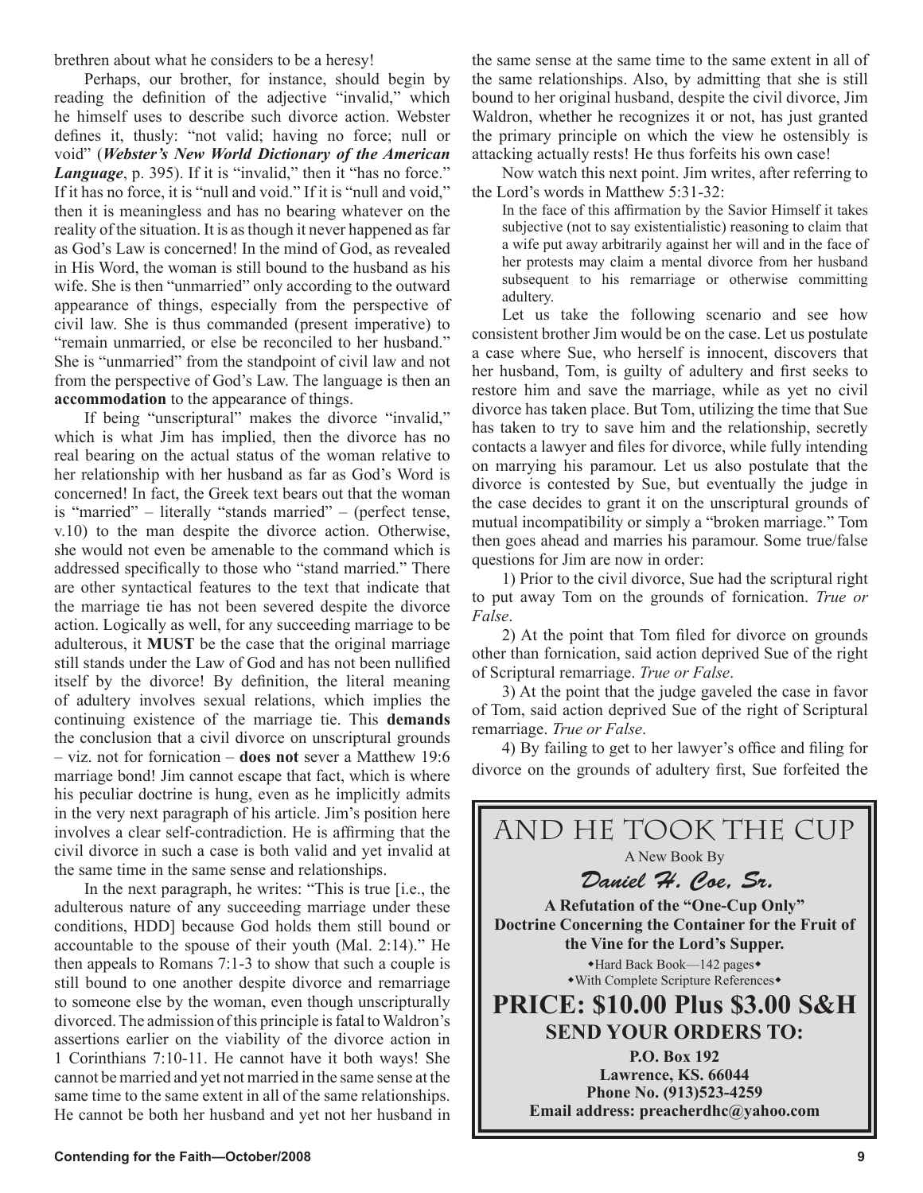brethren about what he considers to be a heresy!

Perhaps, our brother, for instance, should begin by reading the definition of the adjective "invalid," which he himself uses to describe such divorce action. Webster defines it, thusly: "not valid; having no force; null or void" (***Webster's New World Dictionary of the American Language***, p. 395). If it is "invalid," then it "has no force." If it has no force, it is "null and void." If it is "null and void," then it is meaningless and has no bearing whatever on the reality of the situation. It is as though it never happened as far as God's Law is concerned! In the mind of God, as revealed in His Word, the woman is still bound to the husband as his wife. She is then "unmarried" only according to the outward appearance of things, especially from the perspective of civil law. She is thus commanded (present imperative) to "remain unmarried, or else be reconciled to her husband." She is "unmarried" from the standpoint of civil law and not from the perspective of God's Law. The language is then an **accommodation** to the appearance of things.

If being "unscriptural" makes the divorce "invalid," which is what Jim has implied, then the divorce has no real bearing on the actual status of the woman relative to her relationship with her husband as far as God's Word is concerned! In fact, the Greek text bears out that the woman is "married" – literally "stands married" – (perfect tense, v.10) to the man despite the divorce action. Otherwise, she would not even be amenable to the command which is addressed specifically to those who "stand married." There are other syntactical features to the text that indicate that the marriage tie has not been severed despite the divorce action. Logically as well, for any succeeding marriage to be adulterous, it **MUST** be the case that the original marriage still stands under the Law of God and has not been nullified itself by the divorce! By definition, the literal meaning of adultery involves sexual relations, which implies the continuing existence of the marriage tie. This **demands** the conclusion that a civil divorce on unscriptural grounds – viz. not for fornication – **does not** sever a Matthew 19:6 marriage bond! Jim cannot escape that fact, which is where his peculiar doctrine is hung, even as he implicitly admits in the very next paragraph of his article. Jim's position here involves a clear self-contradiction. He is affirming that the civil divorce in such a case is both valid and yet invalid at the same time in the same sense and relationships.

In the next paragraph, he writes: "This is true [i.e., the adulterous nature of any succeeding marriage under these conditions, HDD] because God holds them still bound or accountable to the spouse of their youth (Mal. 2:14)." He then appeals to Romans 7:1-3 to show that such a couple is still bound to one another despite divorce and remarriage to someone else by the woman, even though unscripturally divorced. The admission of this principle is fatal to Waldron's assertions earlier on the viability of the divorce action in 1 Corinthians 7:10-11. He cannot have it both ways! She cannot be married and yet not married in the same sense at the same time to the same extent in all of the same relationships. He cannot be both her husband and yet not her husband in the same sense at the same time to the same extent in all of the same relationships. Also, by admitting that she is still bound to her original husband, despite the civil divorce, Jim Waldron, whether he recognizes it or not, has just granted the primary principle on which the view he ostensibly is attacking actually rests! He thus forfeits his own case!

Now watch this next point. Jim writes, after referring to the Lord's words in Matthew 5:31-32:

> In the face of this affirmation by the Savior Himself it takes subjective (not to say existentialistic) reasoning to claim that a wife put away arbitrarily against her will and in the face of her protests may claim a mental divorce from her husband subsequent to his remarriage or otherwise committing adultery.

Let us take the following scenario and see how consistent brother Jim would be on the case. Let us postulate a case where Sue, who herself is innocent, discovers that her husband, Tom, is guilty of adultery and first seeks to restore him and save the marriage, while as yet no civil divorce has taken place. But Tom, utilizing the time that Sue has taken to try to save him and the relationship, secretly contacts a lawyer and files for divorce, while fully intending on marrying his paramour. Let us also postulate that the divorce is contested by Sue, but eventually the judge in the case decides to grant it on the unscriptural grounds of mutual incompatibility or simply a "broken marriage." Tom then goes ahead and marries his paramour. Some true/false questions for Jim are now in order:

1) Prior to the civil divorce, Sue had the scriptural right to put away Tom on the grounds of fornication. *True or False*.

2) At the point that Tom filed for divorce on grounds other than fornication, said action deprived Sue of the right of Scriptural remarriage. *True or False*.

3) At the point that the judge gaveled the case in favor of Tom, said action deprived Sue of the right of Scriptural remarriage. *True or False*.

4) By failing to get to her lawyer's office and filing for divorce on the grounds of adultery first, Sue forfeited the

---

# AND HE TOOK THE CUP

A New Book By

***Daniel H. Coe, Sr.***

**A Refutation of the "One-Cup Only" Doctrine Concerning the Container for the Fruit of the Vine for the Lord's Supper.**

◆Hard Back Book—142 pages◆
◆With Complete Scripture References◆

**PRICE: $10.00 Plus $3.00 S&H**

**SEND YOUR ORDERS TO:**

**P.O. Box 192**
**Lawrence, KS. 66044**
**Phone No. (913)523-4259**
**Email address: preacherdhc@yahoo.com**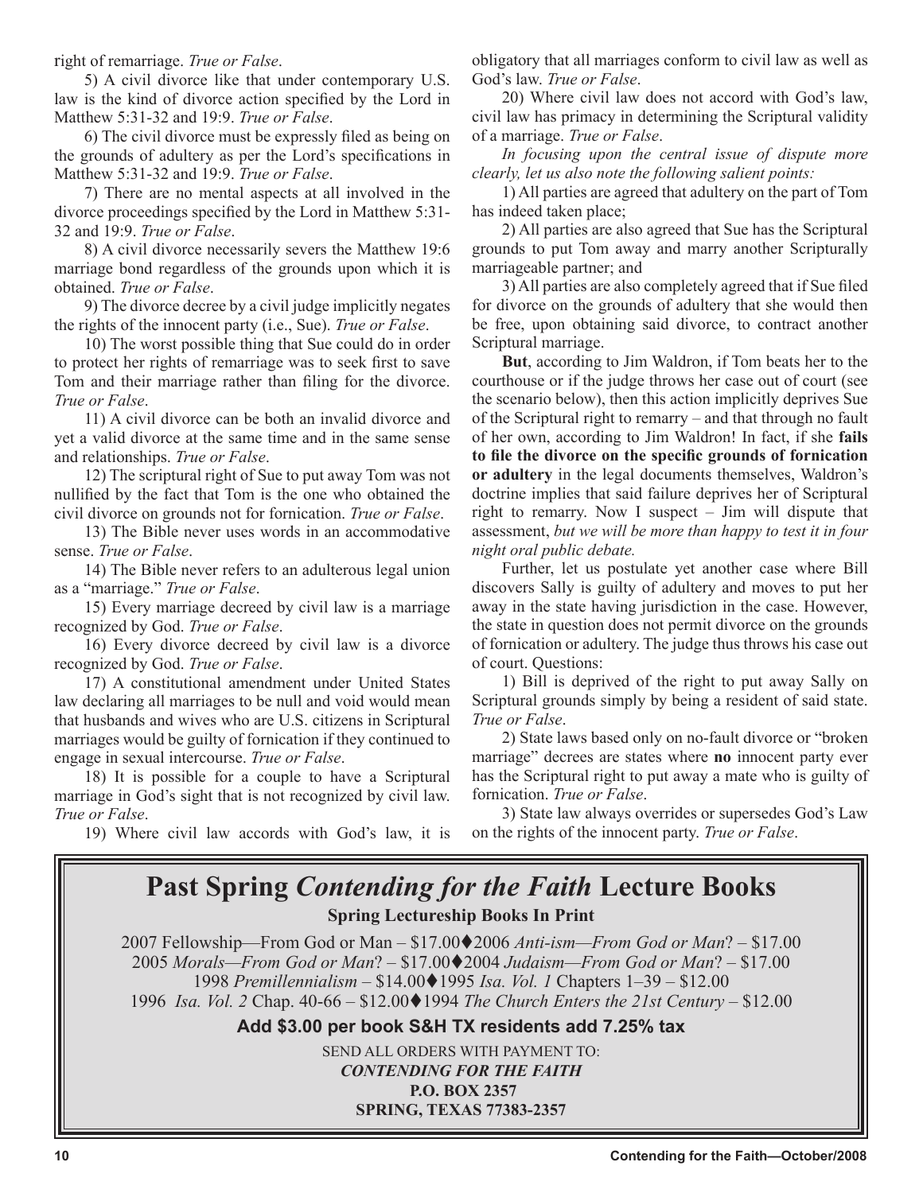right of remarriage. *True or False*.

5) A civil divorce like that under contemporary U.S. law is the kind of divorce action specified by the Lord in Matthew 5:31-32 and 19:9. *True or False*.

6) The civil divorce must be expressly filed as being on the grounds of adultery as per the Lord's specifications in Matthew 5:31-32 and 19:9. *True or False*.

7) There are no mental aspects at all involved in the divorce proceedings specified by the Lord in Matthew 5:31-32 and 19:9. *True or False*.

8) A civil divorce necessarily severs the Matthew 19:6 marriage bond regardless of the grounds upon which it is obtained. *True or False*.

9) The divorce decree by a civil judge implicitly negates the rights of the innocent party (i.e., Sue). *True or False*.

10) The worst possible thing that Sue could do in order to protect her rights of remarriage was to seek first to save Tom and their marriage rather than filing for the divorce. *True or False*.

11) A civil divorce can be both an invalid divorce and yet a valid divorce at the same time and in the same sense and relationships. *True or False*.

12) The scriptural right of Sue to put away Tom was not nullified by the fact that Tom is the one who obtained the civil divorce on grounds not for fornication. *True or False*.

13) The Bible never uses words in an accommodative sense. *True or False*.

14) The Bible never refers to an adulterous legal union as a "marriage." *True or False*.

15) Every marriage decreed by civil law is a marriage recognized by God. *True or False*.

16) Every divorce decreed by civil law is a divorce recognized by God. *True or False*.

17) A constitutional amendment under United States law declaring all marriages to be null and void would mean that husbands and wives who are U.S. citizens in Scriptural marriages would be guilty of fornication if they continued to engage in sexual intercourse. *True or False*.

18) It is possible for a couple to have a Scriptural marriage in God's sight that is not recognized by civil law. *True or False*.

19) Where civil law accords with God's law, it is obligatory that all marriages conform to civil law as well as God's law. *True or False*.

20) Where civil law does not accord with God's law, civil law has primacy in determining the Scriptural validity of a marriage. *True or False*.

*In focusing upon the central issue of dispute more clearly, let us also note the following salient points:*

1) All parties are agreed that adultery on the part of Tom has indeed taken place;

2) All parties are also agreed that Sue has the Scriptural grounds to put Tom away and marry another Scripturally marriageable partner; and

3) All parties are also completely agreed that if Sue filed for divorce on the grounds of adultery that she would then be free, upon obtaining said divorce, to contract another Scriptural marriage.

**But**, according to Jim Waldron, if Tom beats her to the courthouse or if the judge throws her case out of court (see the scenario below), then this action implicitly deprives Sue of the Scriptural right to remarry – and that through no fault of her own, according to Jim Waldron! In fact, if she **fails to file the divorce on the specific grounds of fornication or adultery** in the legal documents themselves, Waldron's doctrine implies that said failure deprives her of Scriptural right to remarry. Now I suspect – Jim will dispute that assessment, *but we will be more than happy to test it in four night oral public debate.*

Further, let us postulate yet another case where Bill discovers Sally is guilty of adultery and moves to put her away in the state having jurisdiction in the case. However, the state in question does not permit divorce on the grounds of fornication or adultery. The judge thus throws his case out of court. Questions:

1) Bill is deprived of the right to put away Sally on Scriptural grounds simply by being a resident of said state. *True or False*.

2) State laws based only on no-fault divorce or "broken marriage" decrees are states where **no** innocent party ever has the Scriptural right to put away a mate who is guilty of fornication. *True or False*.

3) State law always overrides or supersedes God's Law on the rights of the innocent party. *True or False*.

## Past Spring *Contending for the Faith* Lecture Books

**Spring Lectureship Books In Print**

2007 Fellowship—From God or Man – $17.00♦2006 *Anti-ism—From God or Man*? – $17.00
2005 *Morals—From God or Man*? – $17.00♦2004 *Judaism—From God or Man*? – $17.00
1998 *Premillennialism* – $14.00♦1995 *Isa. Vol. 1* Chapters 1–39 – $12.00
1996 *Isa. Vol. 2* Chap. 40-66 – $12.00♦1994 *The Church Enters the 21st Century* – $12.00

**Add $3.00 per book S&H TX residents add 7.25% tax**

SEND ALL ORDERS WITH PAYMENT TO:
***CONTENDING FOR THE FAITH***
**P.O. BOX 2357**
**SPRING, TEXAS 77383-2357**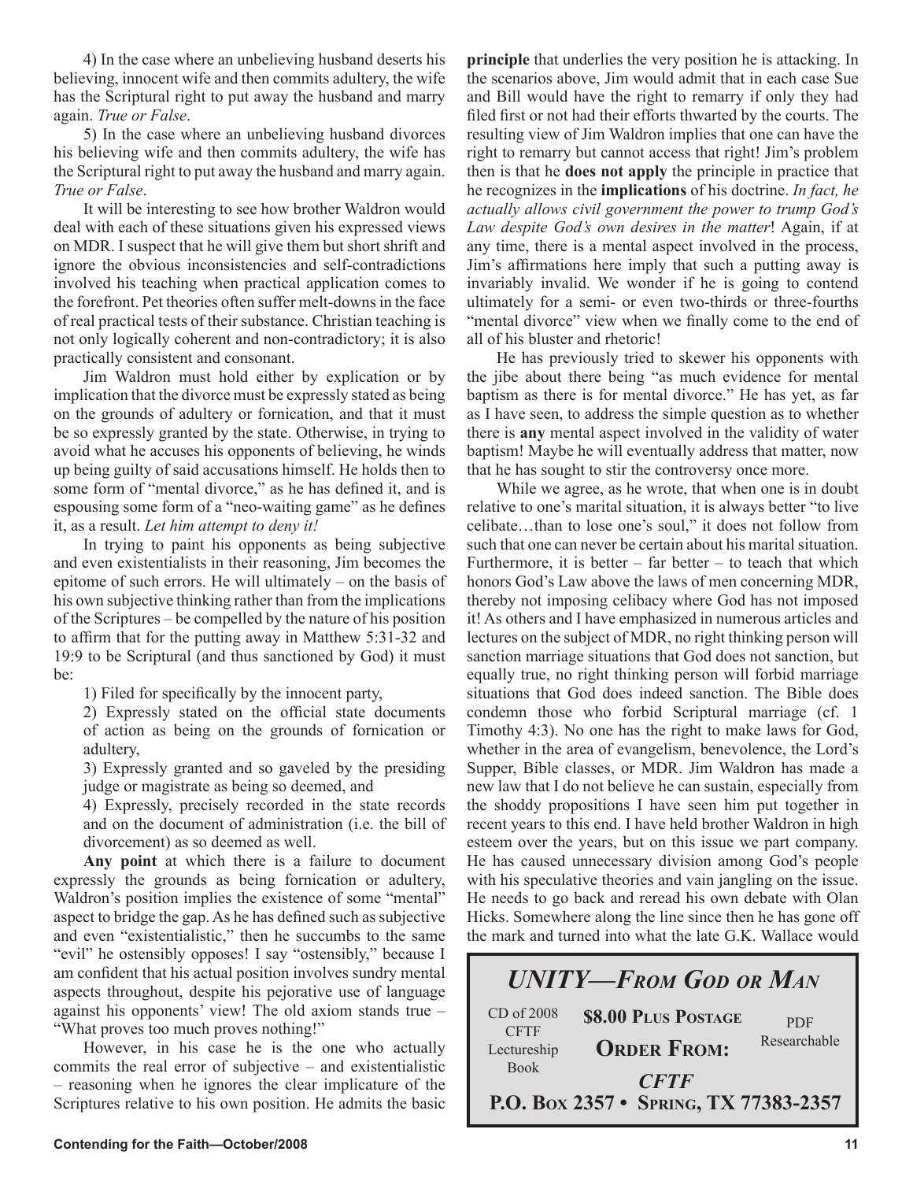4) In the case where an unbelieving husband deserts his believing, innocent wife and then commits adultery, the wife has the Scriptural right to put away the husband and marry again. *True or False*.

5) In the case where an unbelieving husband divorces his believing wife and then commits adultery, the wife has the Scriptural right to put away the husband and marry again. *True or False*.

It will be interesting to see how brother Waldron would deal with each of these situations given his expressed views on MDR. I suspect that he will give them but short shrift and ignore the obvious inconsistencies and self-contradictions involved his teaching when practical application comes to the forefront. Pet theories often suffer melt-downs in the face of real practical tests of their substance. Christian teaching is not only logically coherent and non-contradictory; it is also practically consistent and consonant.

Jim Waldron must hold either by explication or by implication that the divorce must be expressly stated as being on the grounds of adultery or fornication, and that it must be so expressly granted by the state. Otherwise, in trying to avoid what he accuses his opponents of believing, he winds up being guilty of said accusations himself. He holds then to some form of "mental divorce," as he has defined it, and is espousing some form of a "neo-waiting game" as he defines it, as a result. *Let him attempt to deny it!*

In trying to paint his opponents as being subjective and even existentialists in their reasoning, Jim becomes the epitome of such errors. He will ultimately – on the basis of his own subjective thinking rather than from the implications of the Scriptures – be compelled by the nature of his position to affirm that for the putting away in Matthew 5:31-32 and 19:9 to be Scriptural (and thus sanctioned by God) it must be:

1) Filed for specifically by the innocent party,

2) Expressly stated on the official state documents of action as being on the grounds of fornication or adultery,

3) Expressly granted and so gaveled by the presiding judge or magistrate as being so deemed, and

4) Expressly, precisely recorded in the state records and on the document of administration (i.e. the bill of divorcement) as so deemed as well.

**Any point** at which there is a failure to document expressly the grounds as being fornication or adultery, Waldron's position implies the existence of some "mental" aspect to bridge the gap. As he has defined such as subjective and even "existentialistic," then he succumbs to the same "evil" he ostensibly opposes! I say "ostensibly," because I am confident that his actual position involves sundry mental aspects throughout, despite his pejorative use of language against his opponents' view! The old axiom stands true – "What proves too much proves nothing!"

However, in his case he is the one who actually commits the real error of subjective – and existentialistic – reasoning when he ignores the clear implicature of the Scriptures relative to his own position. He admits the basic **principle** that underlies the very position he is attacking. In the scenarios above, Jim would admit that in each case Sue and Bill would have the right to remarry if only they had filed first or not had their efforts thwarted by the courts. The resulting view of Jim Waldron implies that one can have the right to remarry but cannot access that right! Jim's problem then is that he **does not apply** the principle in practice that he recognizes in the **implications** of his doctrine. *In fact, he actually allows civil government the power to trump God's Law despite God's own desires in the matter*! Again, if at any time, there is a mental aspect involved in the process, Jim's affirmations here imply that such a putting away is invariably invalid. We wonder if he is going to contend ultimately for a semi- or even two-thirds or three-fourths "mental divorce" view when we finally come to the end of all of his bluster and rhetoric!

He has previously tried to skewer his opponents with the jibe about there being "as much evidence for mental baptism as there is for mental divorce." He has yet, as far as I have seen, to address the simple question as to whether there is **any** mental aspect involved in the validity of water baptism! Maybe he will eventually address that matter, now that he has sought to stir the controversy once more.

While we agree, as he wrote, that when one is in doubt relative to one's marital situation, it is always better "to live celibate…than to lose one's soul," it does not follow from such that one can never be certain about his marital situation. Furthermore, it is better – far better – to teach that which honors God's Law above the laws of men concerning MDR, thereby not imposing celibacy where God has not imposed it! As others and I have emphasized in numerous articles and lectures on the subject of MDR, no right thinking person will sanction marriage situations that God does not sanction, but equally true, no right thinking person will forbid marriage situations that God does indeed sanction. The Bible does condemn those who forbid Scriptural marriage (cf. 1 Timothy 4:3). No one has the right to make laws for God, whether in the area of evangelism, benevolence, the Lord's Supper, Bible classes, or MDR. Jim Waldron has made a new law that I do not believe he can sustain, especially from the shoddy propositions I have seen him put together in recent years to this end. I have held brother Waldron in high esteem over the years, but on this issue we part company. He has caused unnecessary division among God's people with his speculative theories and vain jangling on the issue. He needs to go back and reread his own debate with Olan Hicks. Somewhere along the line since then he has gone off the mark and turned into what the late G.K. Wallace would

---

## *UNITY—FROM GOD OR MAN*

CD of 2008 CFTF Lectureship Book

**$8.00 PLUS POSTAGE**

PDF Researchable

**ORDER FROM:**

***CFTF***

**P.O. BOX 2357 • SPRING, TX 77383-2357**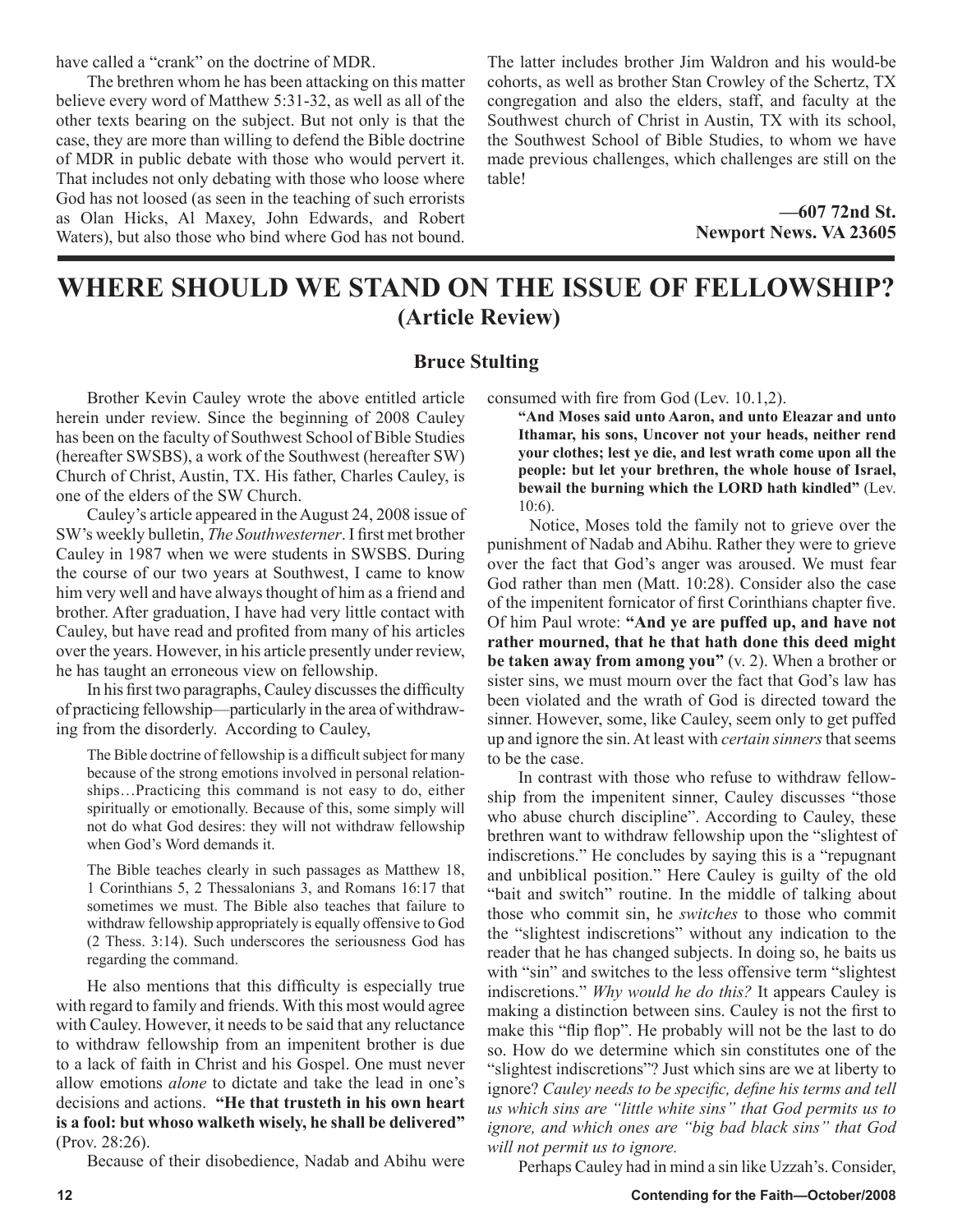have called a "crank" on the doctrine of MDR.

The brethren whom he has been attacking on this matter believe every word of Matthew 5:31-32, as well as all of the other texts bearing on the subject. But not only is that the case, they are more than willing to defend the Bible doctrine of MDR in public debate with those who would pervert it. That includes not only debating with those who loose where God has not loosed (as seen in the teaching of such errorists as Olan Hicks, Al Maxey, John Edwards, and Robert Waters), but also those who bind where God has not bound. The latter includes brother Jim Waldron and his would-be cohorts, as well as brother Stan Crowley of the Schertz, TX congregation and also the elders, staff, and faculty at the Southwest church of Christ in Austin, TX with its school, the Southwest School of Bible Studies, to whom we have made previous challenges, which challenges are still on the table!

**—607 72nd St.**
**Newport News. VA 23605**

# WHERE SHOULD WE STAND ON THE ISSUE OF FELLOWSHIP? (Article Review)

### Bruce Stulting

Brother Kevin Cauley wrote the above entitled article herein under review. Since the beginning of 2008 Cauley has been on the faculty of Southwest School of Bible Studies (hereafter SWSBS), a work of the Southwest (hereafter SW) Church of Christ, Austin, TX. His father, Charles Cauley, is one of the elders of the SW Church.

Cauley's article appeared in the August 24, 2008 issue of SW's weekly bulletin, *The Southwesterner*. I first met brother Cauley in 1987 when we were students in SWSBS. During the course of our two years at Southwest, I came to know him very well and have always thought of him as a friend and brother. After graduation, I have had very little contact with Cauley, but have read and profited from many of his articles over the years. However, in his article presently under review, he has taught an erroneous view on fellowship.

In his first two paragraphs, Cauley discusses the difficulty of practicing fellowship—particularly in the area of withdrawing from the disorderly. According to Cauley,

> The Bible doctrine of fellowship is a difficult subject for many because of the strong emotions involved in personal relationships…Practicing this command is not easy to do, either spiritually or emotionally. Because of this, some simply will not do what God desires: they will not withdraw fellowship when God's Word demands it.
>
> The Bible teaches clearly in such passages as Matthew 18, 1 Corinthians 5, 2 Thessalonians 3, and Romans 16:17 that sometimes we must. The Bible also teaches that failure to withdraw fellowship appropriately is equally offensive to God (2 Thess. 3:14). Such underscores the seriousness God has regarding the command.

He also mentions that this difficulty is especially true with regard to family and friends. With this most would agree with Cauley. However, it needs to be said that any reluctance to withdraw fellowship from an impenitent brother is due to a lack of faith in Christ and his Gospel. One must never allow emotions *alone* to dictate and take the lead in one's decisions and actions. **"He that trusteth in his own heart is a fool: but whoso walketh wisely, he shall be delivered"** (Prov. 28:26).

Because of their disobedience, Nadab and Abihu were consumed with fire from God (Lev. 10.1,2).

> **"And Moses said unto Aaron, and unto Eleazar and unto Ithamar, his sons, Uncover not your heads, neither rend your clothes; lest ye die, and lest wrath come upon all the people: but let your brethren, the whole house of Israel, bewail the burning which the LORD hath kindled"** (Lev. 10:6).

Notice, Moses told the family not to grieve over the punishment of Nadab and Abihu. Rather they were to grieve over the fact that God's anger was aroused. We must fear God rather than men (Matt. 10:28). Consider also the case of the impenitent fornicator of first Corinthians chapter five. Of him Paul wrote: **"And ye are puffed up, and have not rather mourned, that he that hath done this deed might be taken away from among you"** (v. 2). When a brother or sister sins, we must mourn over the fact that God's law has been violated and the wrath of God is directed toward the sinner. However, some, like Cauley, seem only to get puffed up and ignore the sin. At least with *certain sinners* that seems to be the case.

In contrast with those who refuse to withdraw fellowship from the impenitent sinner, Cauley discusses "those who abuse church discipline". According to Cauley, these brethren want to withdraw fellowship upon the "slightest of indiscretions." He concludes by saying this is a "repugnant and unbiblical position." Here Cauley is guilty of the old "bait and switch" routine. In the middle of talking about those who commit sin, he *switches* to those who commit the "slightest indiscretions" without any indication to the reader that he has changed subjects. In doing so, he baits us with "sin" and switches to the less offensive term "slightest indiscretions." *Why would he do this?* It appears Cauley is making a distinction between sins. Cauley is not the first to make this "flip flop". He probably will not be the last to do so. How do we determine which sin constitutes one of the "slightest indiscretions"? Just which sins are we at liberty to ignore? *Cauley needs to be specific, define his terms and tell us which sins are "little white sins" that God permits us to ignore, and which ones are "big bad black sins" that God will not permit us to ignore.*

Perhaps Cauley had in mind a sin like Uzzah's. Consider,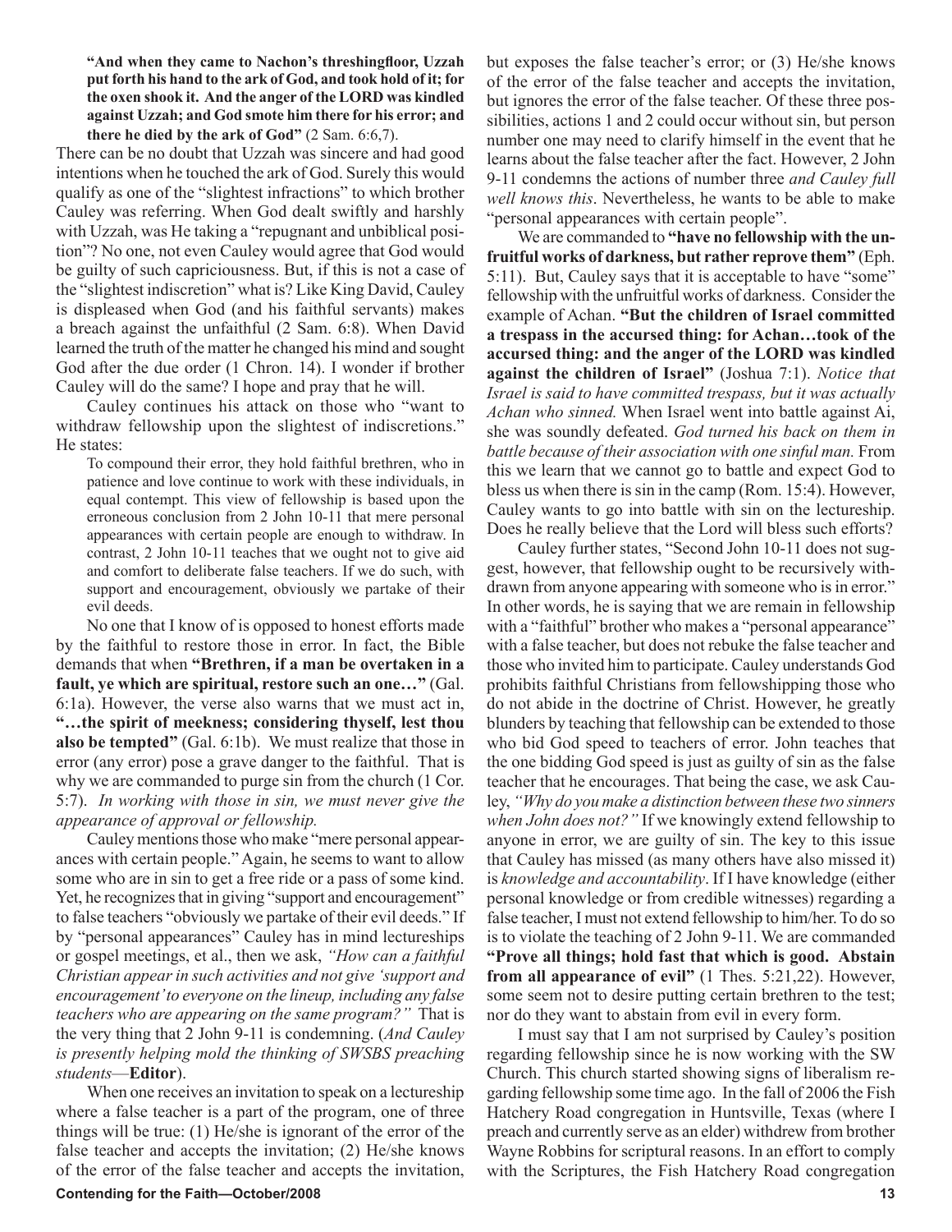**"And when they came to Nachon's threshingfloor, Uzzah put forth his hand to the ark of God, and took hold of it; for the oxen shook it. And the anger of the LORD was kindled against Uzzah; and God smote him there for his error; and there he died by the ark of God"** (2 Sam. 6:6,7).

There can be no doubt that Uzzah was sincere and had good intentions when he touched the ark of God. Surely this would qualify as one of the "slightest infractions" to which brother Cauley was referring. When God dealt swiftly and harshly with Uzzah, was He taking a "repugnant and unbiblical position"? No one, not even Cauley would agree that God would be guilty of such capriciousness. But, if this is not a case of the "slightest indiscretion" what is? Like King David, Cauley is displeased when God (and his faithful servants) makes a breach against the unfaithful (2 Sam. 6:8). When David learned the truth of the matter he changed his mind and sought God after the due order (1 Chron. 14). I wonder if brother Cauley will do the same? I hope and pray that he will.

Cauley continues his attack on those who "want to withdraw fellowship upon the slightest of indiscretions." He states:

> To compound their error, they hold faithful brethren, who in patience and love continue to work with these individuals, in equal contempt. This view of fellowship is based upon the erroneous conclusion from 2 John 10-11 that mere personal appearances with certain people are enough to withdraw. In contrast, 2 John 10-11 teaches that we ought not to give aid and comfort to deliberate false teachers. If we do such, with support and encouragement, obviously we partake of their evil deeds.

No one that I know of is opposed to honest efforts made by the faithful to restore those in error. In fact, the Bible demands that when **"Brethren, if a man be overtaken in a fault, ye which are spiritual, restore such an one…"** (Gal. 6:1a). However, the verse also warns that we must act in, **"…the spirit of meekness; considering thyself, lest thou also be tempted"** (Gal. 6:1b). We must realize that those in error (any error) pose a grave danger to the faithful. That is why we are commanded to purge sin from the church (1 Cor. 5:7). *In working with those in sin, we must never give the appearance of approval or fellowship.*

Cauley mentions those who make "mere personal appearances with certain people." Again, he seems to want to allow some who are in sin to get a free ride or a pass of some kind. Yet, he recognizes that in giving "support and encouragement" to false teachers "obviously we partake of their evil deeds." If by "personal appearances" Cauley has in mind lectureships or gospel meetings, et al., then we ask, *"How can a faithful Christian appear in such activities and not give 'support and encouragement' to everyone on the lineup, including any false teachers who are appearing on the same program?"* That is the very thing that 2 John 9-11 is condemning. (*And Cauley is presently helping mold the thinking of SWSBS preaching students*—**Editor**).

When one receives an invitation to speak on a lectureship where a false teacher is a part of the program, one of three things will be true: (1) He/she is ignorant of the error of the false teacher and accepts the invitation; (2) He/she knows of the error of the false teacher and accepts the invitation, but exposes the false teacher's error; or (3) He/she knows of the error of the false teacher and accepts the invitation, but ignores the error of the false teacher. Of these three possibilities, actions 1 and 2 could occur without sin, but person number one may need to clarify himself in the event that he learns about the false teacher after the fact. However, 2 John 9-11 condemns the actions of number three *and Cauley full well knows this*. Nevertheless, he wants to be able to make "personal appearances with certain people".

We are commanded to **"have no fellowship with the unfruitful works of darkness, but rather reprove them"** (Eph. 5:11). But, Cauley says that it is acceptable to have "some" fellowship with the unfruitful works of darkness. Consider the example of Achan. **"But the children of Israel committed a trespass in the accursed thing: for Achan…took of the accursed thing: and the anger of the LORD was kindled against the children of Israel"** (Joshua 7:1). *Notice that Israel is said to have committed trespass, but it was actually Achan who sinned.* When Israel went into battle against Ai, she was soundly defeated. *God turned his back on them in battle because of their association with one sinful man.* From this we learn that we cannot go to battle and expect God to bless us when there is sin in the camp (Rom. 15:4). However, Cauley wants to go into battle with sin on the lectureship. Does he really believe that the Lord will bless such efforts?

Cauley further states, "Second John 10-11 does not suggest, however, that fellowship ought to be recursively withdrawn from anyone appearing with someone who is in error." In other words, he is saying that we are remain in fellowship with a "faithful" brother who makes a "personal appearance" with a false teacher, but does not rebuke the false teacher and those who invited him to participate. Cauley understands God prohibits faithful Christians from fellowshipping those who do not abide in the doctrine of Christ. However, he greatly blunders by teaching that fellowship can be extended to those who bid God speed to teachers of error. John teaches that the one bidding God speed is just as guilty of sin as the false teacher that he encourages. That being the case, we ask Cauley, *"Why do you make a distinction between these two sinners when John does not?"* If we knowingly extend fellowship to anyone in error, we are guilty of sin. The key to this issue that Cauley has missed (as many others have also missed it) is *knowledge and accountability*. If I have knowledge (either personal knowledge or from credible witnesses) regarding a false teacher, I must not extend fellowship to him/her. To do so is to violate the teaching of 2 John 9-11. We are commanded **"Prove all things; hold fast that which is good. Abstain from all appearance of evil"** (1 Thes. 5:21,22). However, some seem not to desire putting certain brethren to the test; nor do they want to abstain from evil in every form.

I must say that I am not surprised by Cauley's position regarding fellowship since he is now working with the SW Church. This church started showing signs of liberalism regarding fellowship some time ago. In the fall of 2006 the Fish Hatchery Road congregation in Huntsville, Texas (where I preach and currently serve as an elder) withdrew from brother Wayne Robbins for scriptural reasons. In an effort to comply with the Scriptures, the Fish Hatchery Road congregation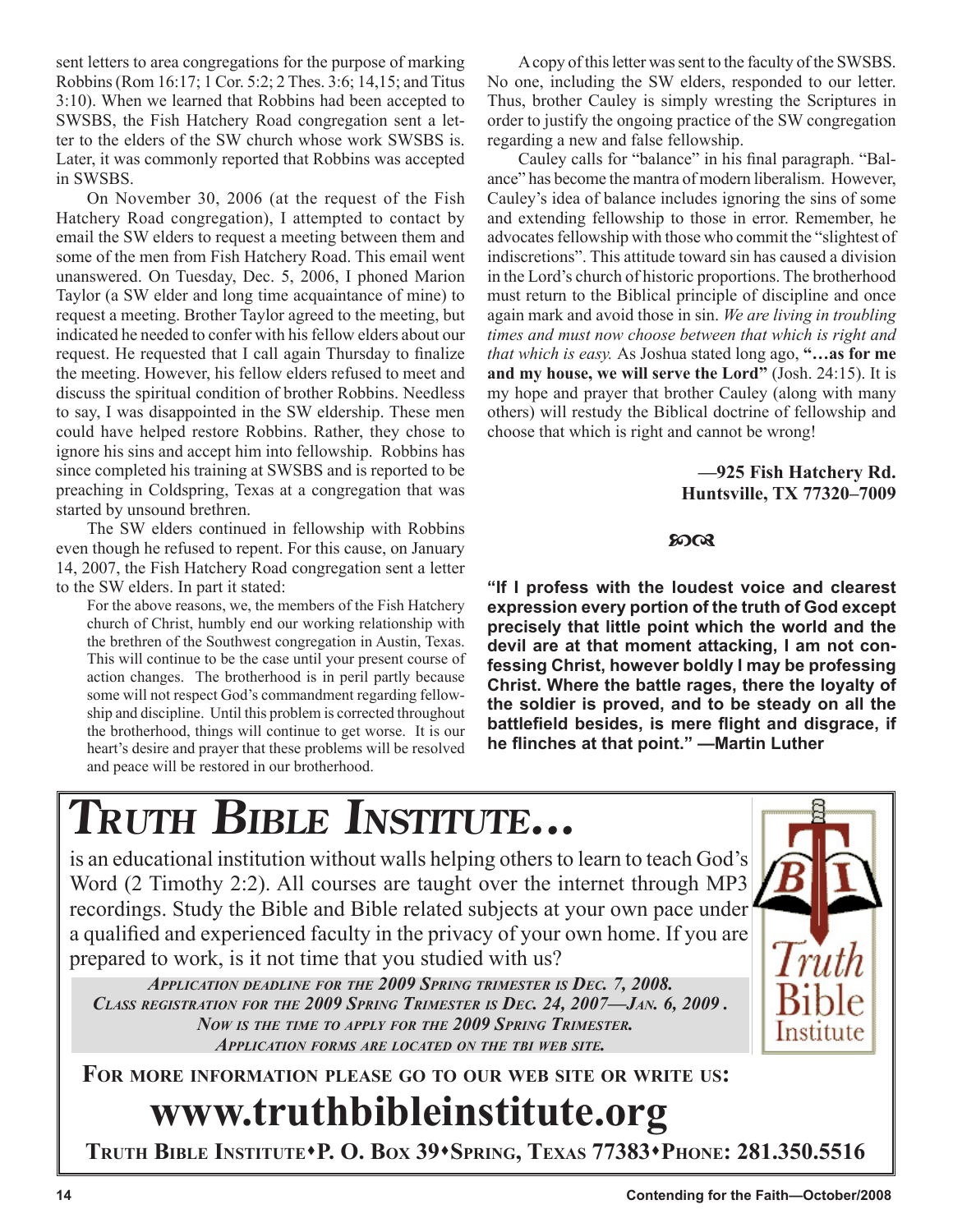sent letters to area congregations for the purpose of marking Robbins (Rom 16:17; 1 Cor. 5:2; 2 Thes. 3:6; 14,15; and Titus 3:10). When we learned that Robbins had been accepted to SWSBS, the Fish Hatchery Road congregation sent a letter to the elders of the SW church whose work SWSBS is. Later, it was commonly reported that Robbins was accepted in SWSBS.

On November 30, 2006 (at the request of the Fish Hatchery Road congregation), I attempted to contact by email the SW elders to request a meeting between them and some of the men from Fish Hatchery Road. This email went unanswered. On Tuesday, Dec. 5, 2006, I phoned Marion Taylor (a SW elder and long time acquaintance of mine) to request a meeting. Brother Taylor agreed to the meeting, but indicated he needed to confer with his fellow elders about our request. He requested that I call again Thursday to finalize the meeting. However, his fellow elders refused to meet and discuss the spiritual condition of brother Robbins. Needless to say, I was disappointed in the SW eldership. These men could have helped restore Robbins. Rather, they chose to ignore his sins and accept him into fellowship. Robbins has since completed his training at SWSBS and is reported to be preaching in Coldspring, Texas at a congregation that was started by unsound brethren.

The SW elders continued in fellowship with Robbins even though he refused to repent. For this cause, on January 14, 2007, the Fish Hatchery Road congregation sent a letter to the SW elders. In part it stated:

> For the above reasons, we, the members of the Fish Hatchery church of Christ, humbly end our working relationship with the brethren of the Southwest congregation in Austin, Texas. This will continue to be the case until your present course of action changes. The brotherhood is in peril partly because some will not respect God's commandment regarding fellowship and discipline. Until this problem is corrected throughout the brotherhood, things will continue to get worse. It is our heart's desire and prayer that these problems will be resolved and peace will be restored in our brotherhood.

A copy of this letter was sent to the faculty of the SWSBS. No one, including the SW elders, responded to our letter. Thus, brother Cauley is simply wresting the Scriptures in order to justify the ongoing practice of the SW congregation regarding a new and false fellowship.

Cauley calls for "balance" in his final paragraph. "Balance" has become the mantra of modern liberalism. However, Cauley's idea of balance includes ignoring the sins of some and extending fellowship to those in error. Remember, he advocates fellowship with those who commit the "slightest of indiscretions". This attitude toward sin has caused a division in the Lord's church of historic proportions. The brotherhood must return to the Biblical principle of discipline and once again mark and avoid those in sin. *We are living in troubling times and must now choose between that which is right and that which is easy.* As Joshua stated long ago, **"…as for me and my house, we will serve the Lord"** (Josh. 24:15). It is my hope and prayer that brother Cauley (along with many others) will restudy the Biblical doctrine of fellowship and choose that which is right and cannot be wrong!

**—925 Fish Hatchery Rd.**
**Huntsville, TX 77320–7009**

**"If I profess with the loudest voice and clearest expression every portion of the truth of God except precisely that little point which the world and the devil are at that moment attacking, I am not confessing Christ, however boldly I may be professing Christ. Where the battle rages, there the loyalty of the soldier is proved, and to be steady on all the battlefield besides, is mere flight and disgrace, if he flinches at that point." —Martin Luther**

# *Truth Bible Institute…*

is an educational institution without walls helping others to learn to teach God's Word (2 Timothy 2:2). All courses are taught over the internet through MP3 recordings. Study the Bible and Bible related subjects at your own pace under a qualified and experienced faculty in the privacy of your own home. If you are prepared to work, is it not time that you studied with us?

***Application deadline for the 2009 Spring trimester is Dec. 7, 2008.***
***Class registration for the 2009 Spring Trimester is Dec. 24, 2007—Jan. 6, 2009.***
***Now is the time to apply for the 2009 Spring Trimester.***
***Application forms are located on the TBI web site.***

**For more information please go to our web site or write us:**

## www.truthbibleinstitute.org

**Truth Bible Institute • P. O. Box 39 • Spring, Texas 77383 • Phone: 281.350.5516**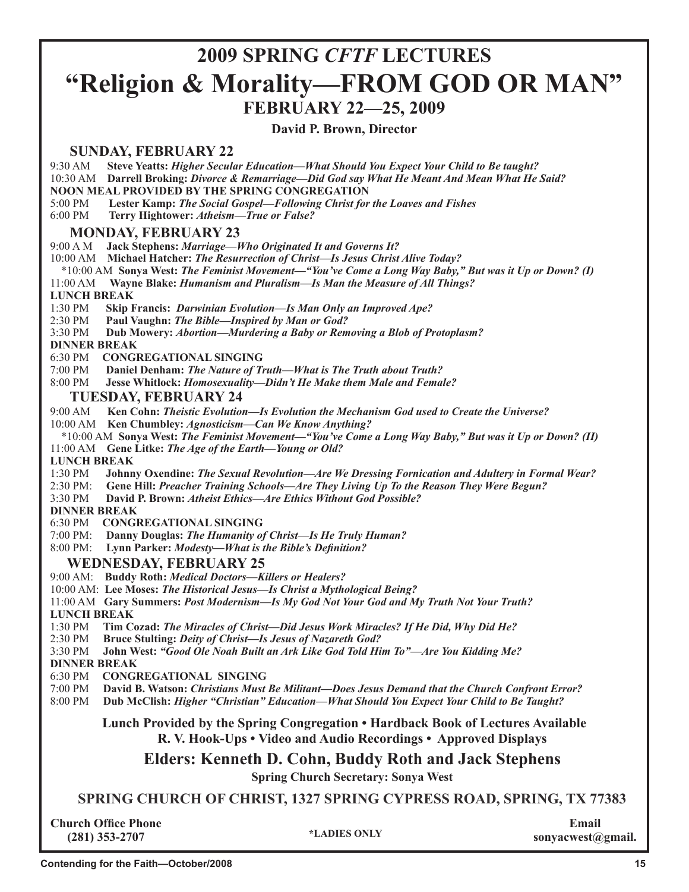# 2009 SPRING *CFTF* LECTURES

# "Religion & Morality—FROM GOD OR MAN"

## FEBRUARY 22—25, 2009

**David P. Brown, Director**

### SUNDAY, FEBRUARY 22

9:30 AM **Steve Yeatts:** ***Higher Secular Education—What Should You Expect Your Child to Be taught?***
10:30 AM **Darrell Broking:** ***Divorce & Remarriage—Did God say What He Meant And Mean What He Said?***
**NOON MEAL PROVIDED BY THE SPRING CONGREGATION**
5:00 PM **Lester Kamp:** ***The Social Gospel—Following Christ for the Loaves and Fishes***
6:00 PM **Terry Hightower:** ***Atheism—True or False?***

### MONDAY, FEBRUARY 23

9:00 A M **Jack Stephens:** ***Marriage—Who Originated It and Governs It?***
10:00 AM **Michael Hatcher:** ***The Resurrection of Christ—Is Jesus Christ Alive Today?***
*10:00 AM **Sonya West:** ***The Feminist Movement—"You've Come a Long Way Baby," But was it Up or Down? (I)***
11:00 AM **Wayne Blake:** ***Humanism and Pluralism—Is Man the Measure of All Things?***
**LUNCH BREAK**
1:30 PM **Skip Francis:** ***Darwinian Evolution—Is Man Only an Improved Ape?***
2:30 PM **Paul Vaughn:** ***The Bible—Inspired by Man or God?***
3:30 PM **Dub Mowery:** ***Abortion—Murdering a Baby or Removing a Blob of Protoplasm?***
**DINNER BREAK**
6:30 PM **CONGREGATIONAL SINGING**
7:00 PM **Daniel Denham:** ***The Nature of Truth—What is The Truth about Truth?***
8:00 PM **Jesse Whitlock:** ***Homosexuality—Didn't He Make them Male and Female?***

### TUESDAY, FEBRUARY 24

9:00 AM **Ken Cohn:** ***Theistic Evolution—Is Evolution the Mechanism God used to Create the Universe?***
10:00 AM **Ken Chumbley:** ***Agnosticism—Can We Know Anything?***
*10:00 AM **Sonya West:** ***The Feminist Movement—"You've Come a Long Way Baby," But was it Up or Down? (II)***
11:00 AM **Gene Litke:** ***The Age of the Earth—Young or Old?***
**LUNCH BREAK**
1:30 PM **Johnny Oxendine:** ***The Sexual Revolution—Are We Dressing Fornication and Adultery in Formal Wear?***
2:30 PM: **Gene Hill:** ***Preacher Training Schools—Are They Living Up To the Reason They Were Begun?***
3:30 PM **David P. Brown:** ***Atheist Ethics—Are Ethics Without God Possible?***
**DINNER BREAK**
6:30 PM **CONGREGATIONAL SINGING**
7:00 PM: **Danny Douglas:** ***The Humanity of Christ—Is He Truly Human?***
8:00 PM: **Lynn Parker:** ***Modesty—What is the Bible's Definition?***

### WEDNESDAY, FEBRUARY 25

9:00 AM: **Buddy Roth:** ***Medical Doctors—Killers or Healers?***
10:00 AM: **Lee Moses:** ***The Historical Jesus—Is Christ a Mythological Being?***
11:00 AM **Gary Summers:** ***Post Modernism—Is My God Not Your God and My Truth Not Your Truth?***
**LUNCH BREAK**
1:30 PM **Tim Cozad:** ***The Miracles of Christ—Did Jesus Work Miracles? If He Did, Why Did He?***
2:30 PM **Bruce Stulting:** ***Deity of Christ—Is Jesus of Nazareth God?***
3:30 PM **John West:** ***"Good Ole Noah Built an Ark Like God Told Him To"—Are You Kidding Me?***
**DINNER BREAK**
6:30 PM **CONGREGATIONAL SINGING**
7:00 PM **David B. Watson:** ***Christians Must Be Militant—Does Jesus Demand that the Church Confront Error?***
8:00 PM **Dub McClish:** ***Higher "Christian" Education—What Should You Expect Your Child to Be Taught?***

**Lunch Provided by the Spring Congregation • Hardback Book of Lectures Available**
**R. V. Hook-Ups • Video and Audio Recordings • Approved Displays**

## Elders: Kenneth D. Cohn, Buddy Roth and Jack Stephens

**Spring Church Secretary: Sonya West**

### SPRING CHURCH OF CHRIST, 1327 SPRING CYPRESS ROAD, SPRING, TX 77383

**Church Office Phone**
**(281) 353-2707**

***LADIES ONLY**

**Email**
**sonyacwest@gmail.**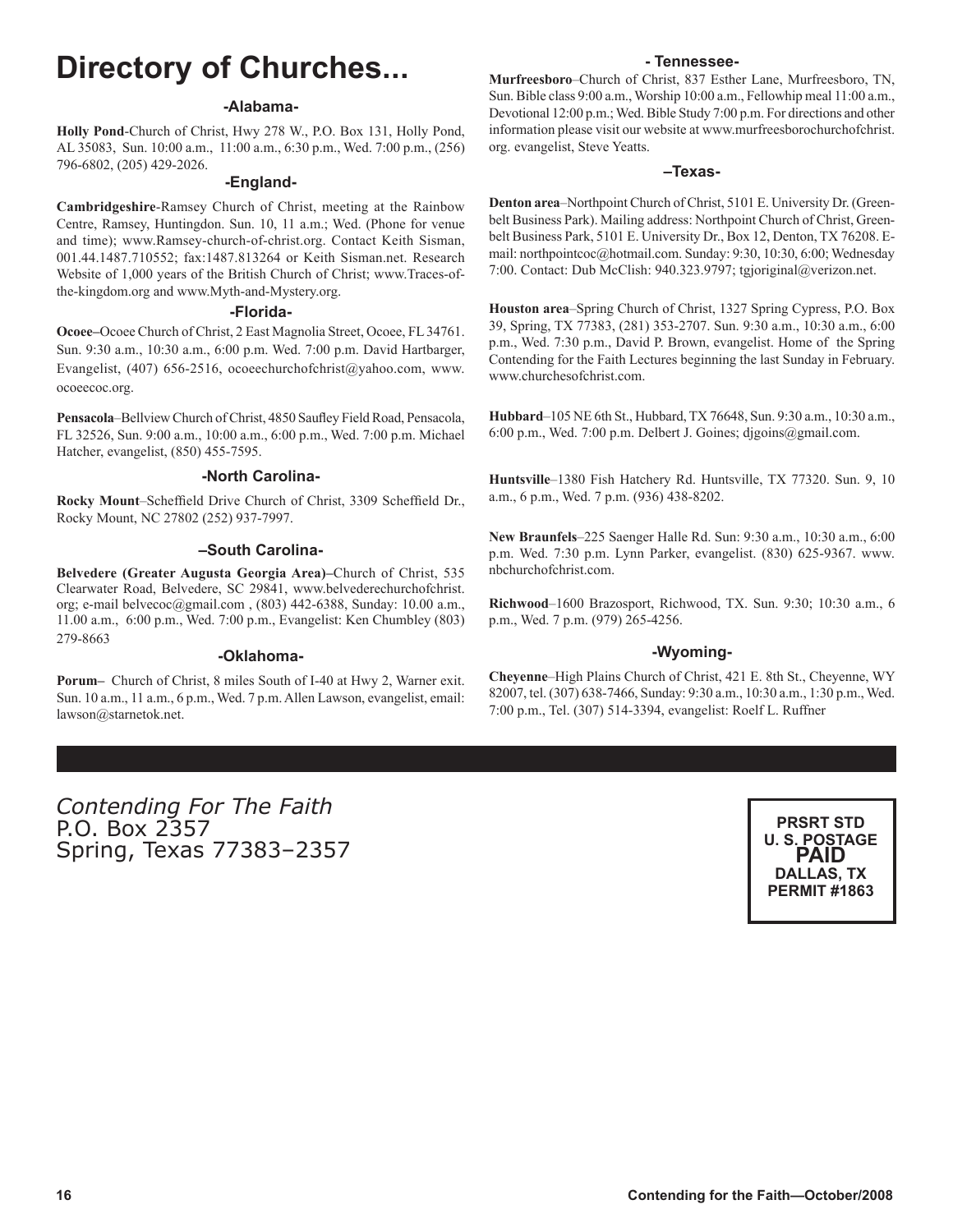# Directory of Churches...

## -Alabama-

**Holly Pond**-Church of Christ, Hwy 278 W., P.O. Box 131, Holly Pond, AL 35083, Sun. 10:00 a.m., 11:00 a.m., 6:30 p.m., Wed. 7:00 p.m., (256) 796-6802, (205) 429-2026.

## -England-

**Cambridgeshire**-Ramsey Church of Christ, meeting at the Rainbow Centre, Ramsey, Huntingdon. Sun. 10, 11 a.m.; Wed. (Phone for venue and time); www.Ramsey-church-of-christ.org. Contact Keith Sisman, 001.44.1487.710552; fax:1487.813264 or Keith Sisman.net. Research Website of 1,000 years of the British Church of Christ; www.Traces-of-the-kingdom.org and www.Myth-and-Mystery.org.

## -Florida-

**Ocoee–**Ocoee Church of Christ, 2 East Magnolia Street, Ocoee, FL 34761. Sun. 9:30 a.m., 10:30 a.m., 6:00 p.m. Wed. 7:00 p.m. David Hartbarger, Evangelist, (407) 656-2516, ocoeechurchofchrist@yahoo.com, www.ocoeecoc.org.

**Pensacola**–Bellview Church of Christ, 4850 Saufley Field Road, Pensacola, FL 32526, Sun. 9:00 a.m., 10:00 a.m., 6:00 p.m., Wed. 7:00 p.m. Michael Hatcher, evangelist, (850) 455-7595.

## -North Carolina-

**Rocky Mount**–Scheffield Drive Church of Christ, 3309 Scheffield Dr., Rocky Mount, NC 27802 (252) 937-7997.

## –South Carolina-

**Belvedere (Greater Augusta Georgia Area)–**Church of Christ, 535 Clearwater Road, Belvedere, SC 29841, www.belvederechurchofchrist.org; e-mail belvecoc@gmail.com , (803) 442-6388, Sunday: 10.00 a.m., 11.00 a.m., 6:00 p.m., Wed. 7:00 p.m., Evangelist: Ken Chumbley (803) 279-8663

## -Oklahoma-

**Porum–** Church of Christ, 8 miles South of I-40 at Hwy 2, Warner exit. Sun. 10 a.m., 11 a.m., 6 p.m., Wed. 7 p.m. Allen Lawson, evangelist, email: lawson@starnetok.net.

## - Tennessee-

**Murfreesboro**–Church of Christ, 837 Esther Lane, Murfreesboro, TN, Sun. Bible class 9:00 a.m., Worship 10:00 a.m., Fellowhip meal 11:00 a.m., Devotional 12:00 p.m.; Wed. Bible Study 7:00 p.m. For directions and other information please visit our website at www.murfreesborochurchofchrist.org. evangelist, Steve Yeatts.

## –Texas-

**Denton area**–Northpoint Church of Christ, 5101 E. University Dr. (Greenbelt Business Park). Mailing address: Northpoint Church of Christ, Greenbelt Business Park, 5101 E. University Dr., Box 12, Denton, TX 76208. E-mail: northpointcoc@hotmail.com. Sunday: 9:30, 10:30, 6:00; Wednesday 7:00. Contact: Dub McClish: 940.323.9797; tgjoriginal@verizon.net.

**Houston area**–Spring Church of Christ, 1327 Spring Cypress, P.O. Box 39, Spring, TX 77383, (281) 353-2707. Sun. 9:30 a.m., 10:30 a.m., 6:00 p.m., Wed. 7:30 p.m., David P. Brown, evangelist. Home of the Spring Contending for the Faith Lectures beginning the last Sunday in February. www.churchesofchrist.com.

**Hubbard**–105 NE 6th St., Hubbard, TX 76648, Sun. 9:30 a.m., 10:30 a.m., 6:00 p.m., Wed. 7:00 p.m. Delbert J. Goines; djgoins@gmail.com.

**Huntsville**–1380 Fish Hatchery Rd. Huntsville, TX 77320. Sun. 9, 10 a.m., 6 p.m., Wed. 7 p.m. (936) 438-8202.

**New Braunfels**–225 Saenger Halle Rd. Sun: 9:30 a.m., 10:30 a.m., 6:00 p.m. Wed. 7:30 p.m. Lynn Parker, evangelist. (830) 625-9367. www.nbchurchofchrist.com.

**Richwood**–1600 Brazosport, Richwood, TX. Sun. 9:30; 10:30 a.m., 6 p.m., Wed. 7 p.m. (979) 265-4256.

## -Wyoming-

**Cheyenne**–High Plains Church of Christ, 421 E. 8th St., Cheyenne, WY 82007, tel. (307) 638-7466, Sunday: 9:30 a.m., 10:30 a.m., 1:30 p.m., Wed. 7:00 p.m., Tel. (307) 514-3394, evangelist: Roelf L. Ruffner

---

*Contending For The Faith*
P.O. Box 2357
Spring, Texas 77383–2357

**PRSRT STD**
**U. S. POSTAGE**
**PAID**
**DALLAS, TX**
**PERMIT #1863**